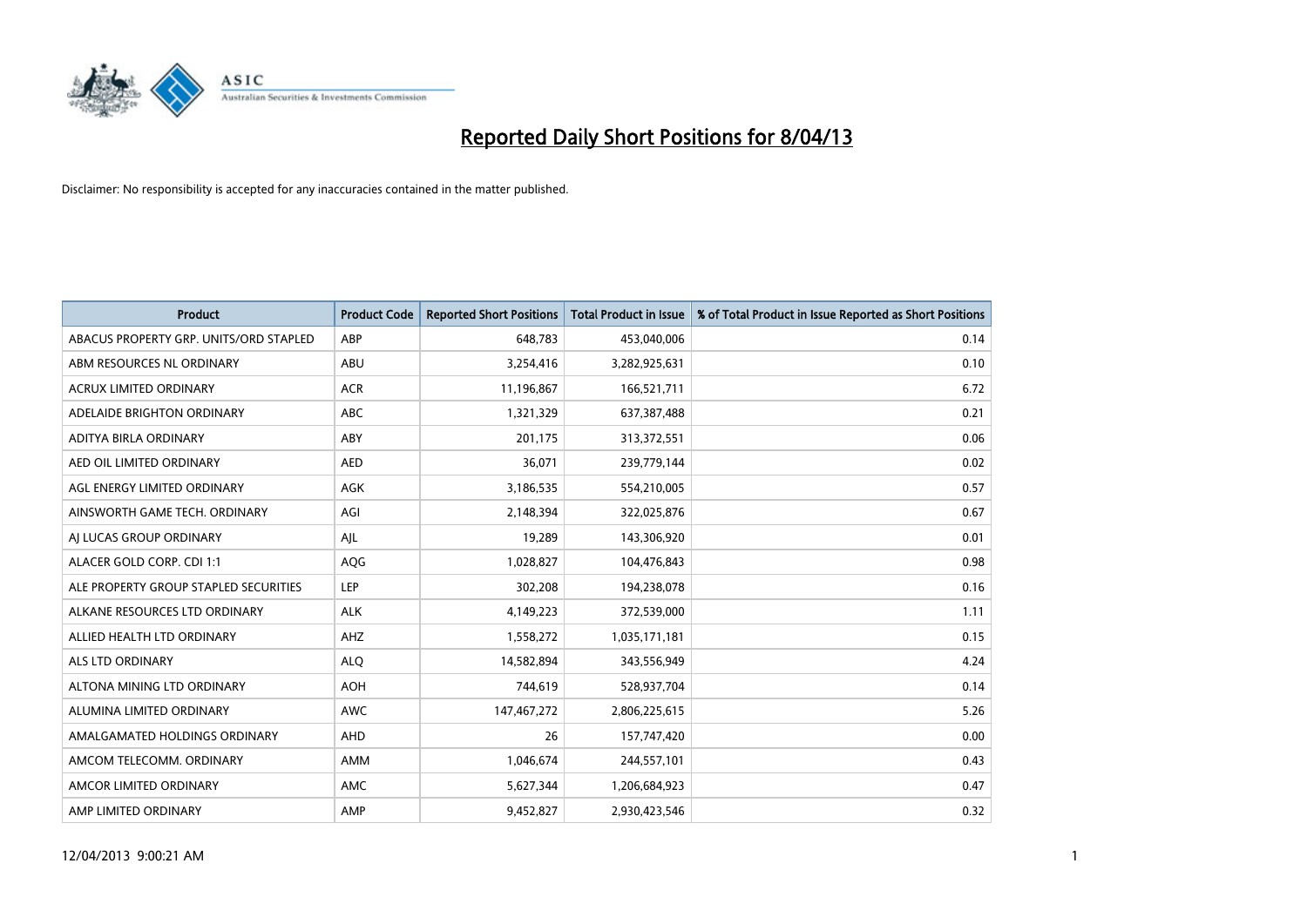# Reported Daily Short Positions for 8/04/13

Disclaimer: No responsibility is accepted for any inaccuracies contained in the matter published.

| Product | Product Code | Reported Short Positions | Total Product in Issue | % of Total Product in Issue Reported as Short Positions |
|---|---|---|---|---|
| ABACUS PROPERTY GRP. UNITS/ORD STAPLED | ABP | 648,783 | 453,040,006 | 0.14 |
| ABM RESOURCES NL ORDINARY | ABU | 3,254,416 | 3,282,925,631 | 0.10 |
| ACRUX LIMITED ORDINARY | ACR | 11,196,867 | 166,521,711 | 6.72 |
| ADELAIDE BRIGHTON ORDINARY | ABC | 1,321,329 | 637,387,488 | 0.21 |
| ADITYA BIRLA ORDINARY | ABY | 201,175 | 313,372,551 | 0.06 |
| AED OIL LIMITED ORDINARY | AED | 36,071 | 239,779,144 | 0.02 |
| AGL ENERGY LIMITED ORDINARY | AGK | 3,186,535 | 554,210,005 | 0.57 |
| AINSWORTH GAME TECH. ORDINARY | AGI | 2,148,394 | 322,025,876 | 0.67 |
| AJ LUCAS GROUP ORDINARY | AJL | 19,289 | 143,306,920 | 0.01 |
| ALACER GOLD CORP. CDI 1:1 | AQG | 1,028,827 | 104,476,843 | 0.98 |
| ALE PROPERTY GROUP STAPLED SECURITIES | LEP | 302,208 | 194,238,078 | 0.16 |
| ALKANE RESOURCES LTD ORDINARY | ALK | 4,149,223 | 372,539,000 | 1.11 |
| ALLIED HEALTH LTD ORDINARY | AHZ | 1,558,272 | 1,035,171,181 | 0.15 |
| ALS LTD ORDINARY | ALQ | 14,582,894 | 343,556,949 | 4.24 |
| ALTONA MINING LTD ORDINARY | AOH | 744,619 | 528,937,704 | 0.14 |
| ALUMINA LIMITED ORDINARY | AWC | 147,467,272 | 2,806,225,615 | 5.26 |
| AMALGAMATED HOLDINGS ORDINARY | AHD | 26 | 157,747,420 | 0.00 |
| AMCOM TELECOMM. ORDINARY | AMM | 1,046,674 | 244,557,101 | 0.43 |
| AMCOR LIMITED ORDINARY | AMC | 5,627,344 | 1,206,684,923 | 0.47 |
| AMP LIMITED ORDINARY | AMP | 9,452,827 | 2,930,423,546 | 0.32 |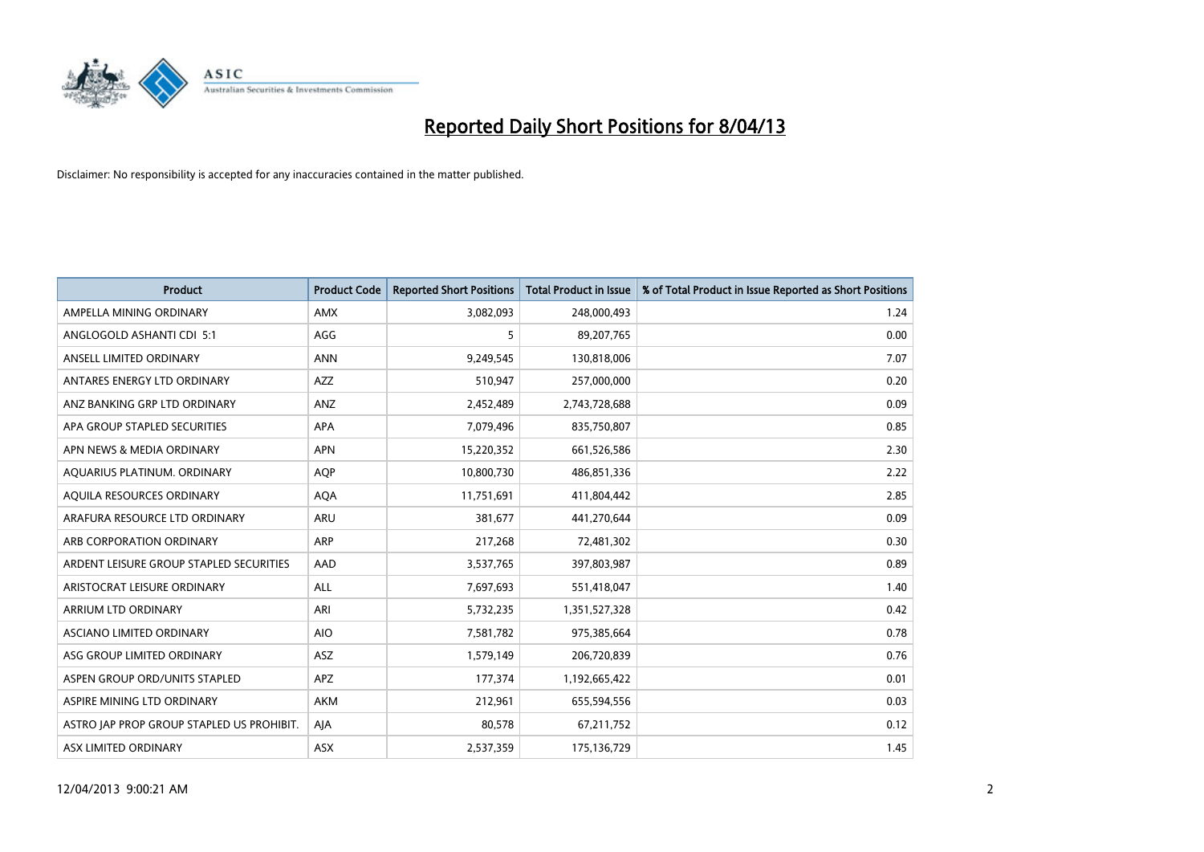# Reported Daily Short Positions for 8/04/13

Disclaimer: No responsibility is accepted for any inaccuracies contained in the matter published.

| Product | Product Code | Reported Short Positions | Total Product in Issue | % of Total Product in Issue Reported as Short Positions |
|---|---|---|---|---|
| AMPELLA MINING ORDINARY | AMX | 3,082,093 | 248,000,493 | 1.24 |
| ANGLOGOLD ASHANTI CDI 5:1 | AGG | 5 | 89,207,765 | 0.00 |
| ANSELL LIMITED ORDINARY | ANN | 9,249,545 | 130,818,006 | 7.07 |
| ANTARES ENERGY LTD ORDINARY | AZZ | 510,947 | 257,000,000 | 0.20 |
| ANZ BANKING GRP LTD ORDINARY | ANZ | 2,452,489 | 2,743,728,688 | 0.09 |
| APA GROUP STAPLED SECURITIES | APA | 7,079,496 | 835,750,807 | 0.85 |
| APN NEWS & MEDIA ORDINARY | APN | 15,220,352 | 661,526,586 | 2.30 |
| AQUARIUS PLATINUM. ORDINARY | AQP | 10,800,730 | 486,851,336 | 2.22 |
| AQUILA RESOURCES ORDINARY | AQA | 11,751,691 | 411,804,442 | 2.85 |
| ARAFURA RESOURCE LTD ORDINARY | ARU | 381,677 | 441,270,644 | 0.09 |
| ARB CORPORATION ORDINARY | ARP | 217,268 | 72,481,302 | 0.30 |
| ARDENT LEISURE GROUP STAPLED SECURITIES | AAD | 3,537,765 | 397,803,987 | 0.89 |
| ARISTOCRAT LEISURE ORDINARY | ALL | 7,697,693 | 551,418,047 | 1.40 |
| ARRIUM LTD ORDINARY | ARI | 5,732,235 | 1,351,527,328 | 0.42 |
| ASCIANO LIMITED ORDINARY | AIO | 7,581,782 | 975,385,664 | 0.78 |
| ASG GROUP LIMITED ORDINARY | ASZ | 1,579,149 | 206,720,839 | 0.76 |
| ASPEN GROUP ORD/UNITS STAPLED | APZ | 177,374 | 1,192,665,422 | 0.01 |
| ASPIRE MINING LTD ORDINARY | AKM | 212,961 | 655,594,556 | 0.03 |
| ASTRO JAP PROP GROUP STAPLED US PROHIBIT. | AJA | 80,578 | 67,211,752 | 0.12 |
| ASX LIMITED ORDINARY | ASX | 2,537,359 | 175,136,729 | 1.45 |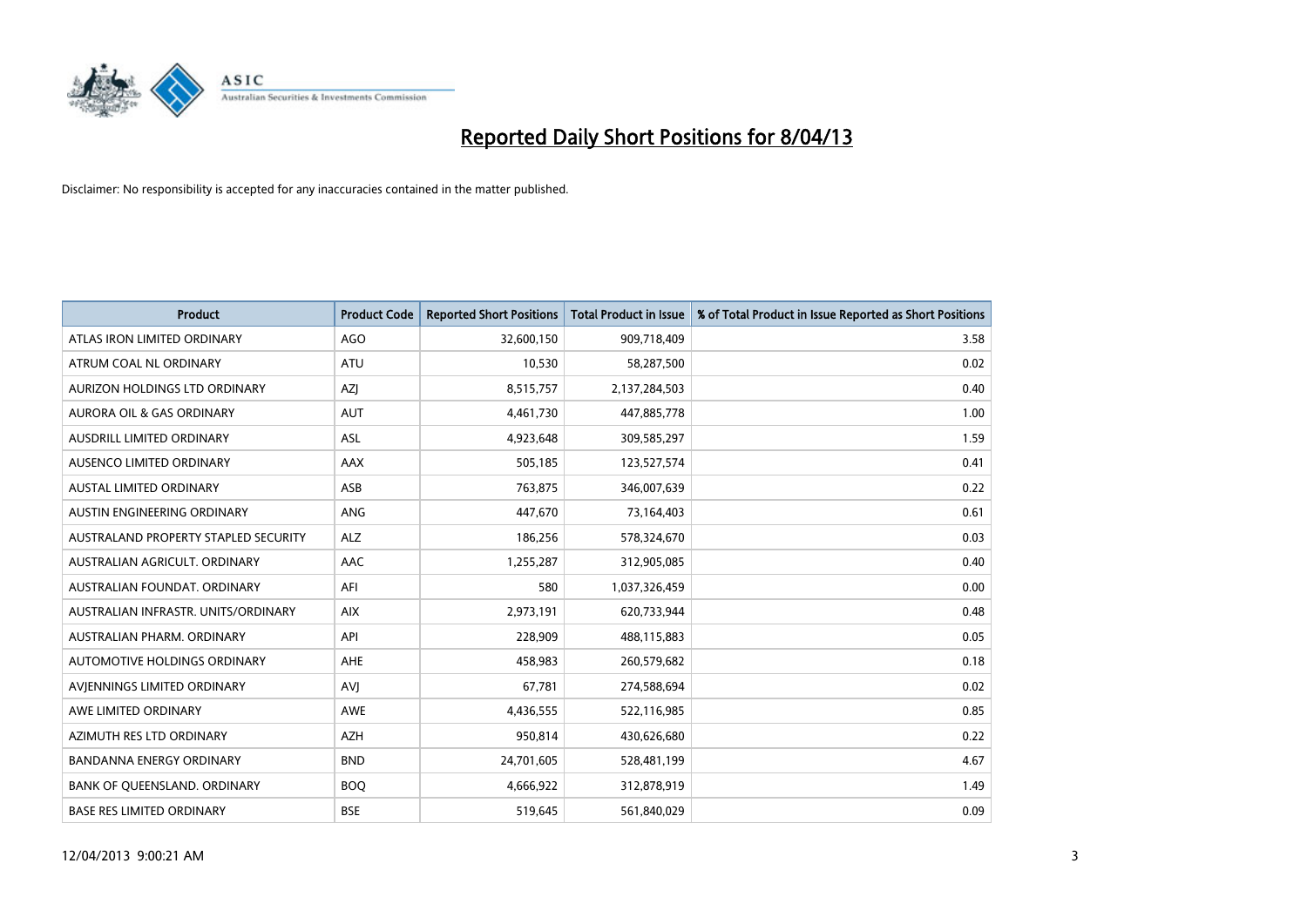# Reported Daily Short Positions for 8/04/13

Disclaimer: No responsibility is accepted for any inaccuracies contained in the matter published.

| Product | Product Code | Reported Short Positions | Total Product in Issue | % of Total Product in Issue Reported as Short Positions |
|---|---|---|---|---|
| ATLAS IRON LIMITED ORDINARY | AGO | 32,600,150 | 909,718,409 | 3.58 |
| ATRUM COAL NL ORDINARY | ATU | 10,530 | 58,287,500 | 0.02 |
| AURIZON HOLDINGS LTD ORDINARY | AZJ | 8,515,757 | 2,137,284,503 | 0.40 |
| AURORA OIL & GAS ORDINARY | AUT | 4,461,730 | 447,885,778 | 1.00 |
| AUSDRILL LIMITED ORDINARY | ASL | 4,923,648 | 309,585,297 | 1.59 |
| AUSENCO LIMITED ORDINARY | AAX | 505,185 | 123,527,574 | 0.41 |
| AUSTAL LIMITED ORDINARY | ASB | 763,875 | 346,007,639 | 0.22 |
| AUSTIN ENGINEERING ORDINARY | ANG | 447,670 | 73,164,403 | 0.61 |
| AUSTRALAND PROPERTY STAPLED SECURITY | ALZ | 186,256 | 578,324,670 | 0.03 |
| AUSTRALIAN AGRICULT. ORDINARY | AAC | 1,255,287 | 312,905,085 | 0.40 |
| AUSTRALIAN FOUNDAT. ORDINARY | AFI | 580 | 1,037,326,459 | 0.00 |
| AUSTRALIAN INFRASTR. UNITS/ORDINARY | AIX | 2,973,191 | 620,733,944 | 0.48 |
| AUSTRALIAN PHARM. ORDINARY | API | 228,909 | 488,115,883 | 0.05 |
| AUTOMOTIVE HOLDINGS ORDINARY | AHE | 458,983 | 260,579,682 | 0.18 |
| AVJENNINGS LIMITED ORDINARY | AVJ | 67,781 | 274,588,694 | 0.02 |
| AWE LIMITED ORDINARY | AWE | 4,436,555 | 522,116,985 | 0.85 |
| AZIMUTH RES LTD ORDINARY | AZH | 950,814 | 430,626,680 | 0.22 |
| BANDANNA ENERGY ORDINARY | BND | 24,701,605 | 528,481,199 | 4.67 |
| BANK OF QUEENSLAND. ORDINARY | BOQ | 4,666,922 | 312,878,919 | 1.49 |
| BASE RES LIMITED ORDINARY | BSE | 519,645 | 561,840,029 | 0.09 |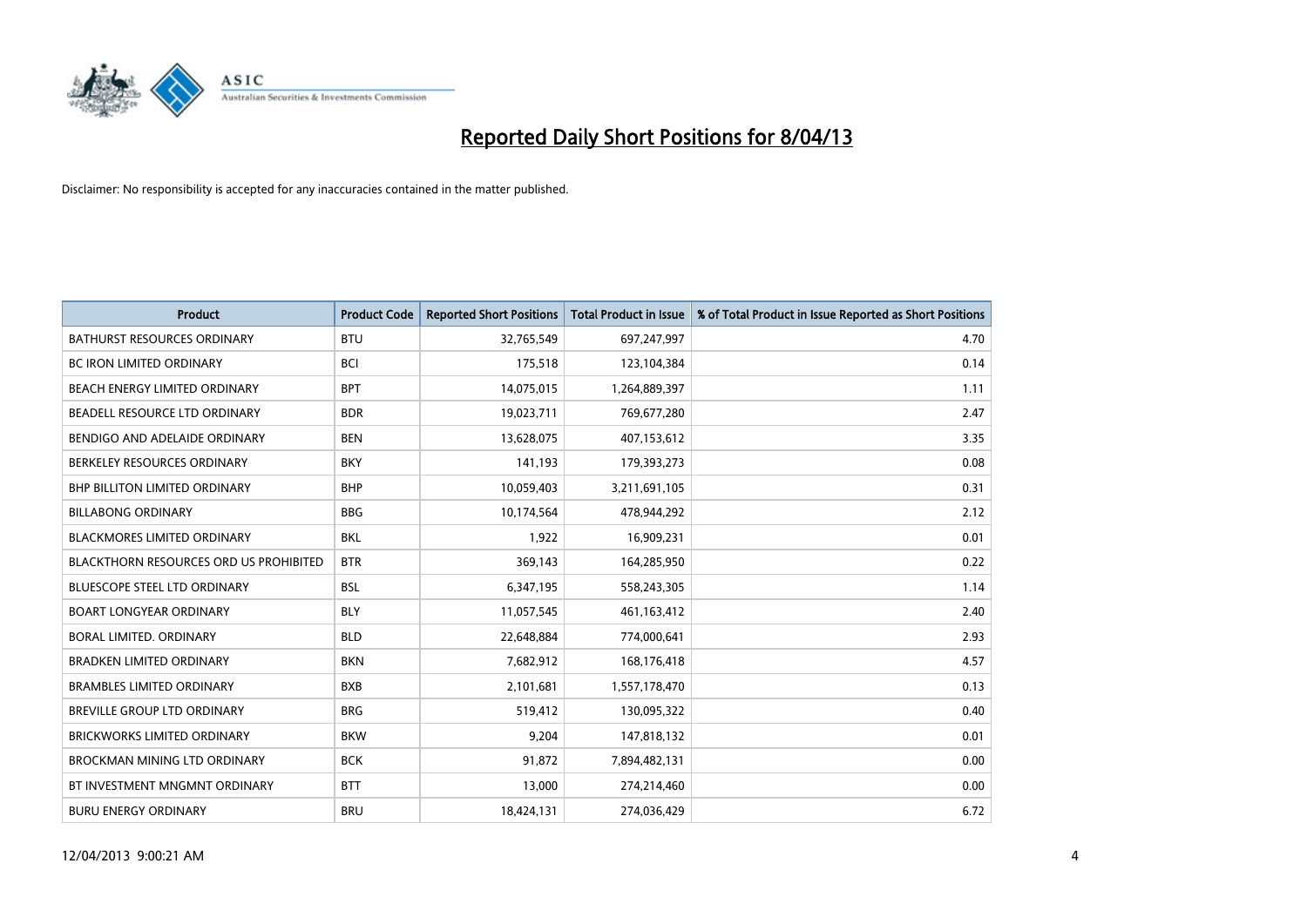# Reported Daily Short Positions for 8/04/13

Disclaimer: No responsibility is accepted for any inaccuracies contained in the matter published.

| Product | Product Code | Reported Short Positions | Total Product in Issue | % of Total Product in Issue Reported as Short Positions |
|---|---|---|---|---|
| BATHURST RESOURCES ORDINARY | BTU | 32,765,549 | 697,247,997 | 4.70 |
| BC IRON LIMITED ORDINARY | BCI | 175,518 | 123,104,384 | 0.14 |
| BEACH ENERGY LIMITED ORDINARY | BPT | 14,075,015 | 1,264,889,397 | 1.11 |
| BEADELL RESOURCE LTD ORDINARY | BDR | 19,023,711 | 769,677,280 | 2.47 |
| BENDIGO AND ADELAIDE ORDINARY | BEN | 13,628,075 | 407,153,612 | 3.35 |
| BERKELEY RESOURCES ORDINARY | BKY | 141,193 | 179,393,273 | 0.08 |
| BHP BILLITON LIMITED ORDINARY | BHP | 10,059,403 | 3,211,691,105 | 0.31 |
| BILLABONG ORDINARY | BBG | 10,174,564 | 478,944,292 | 2.12 |
| BLACKMORES LIMITED ORDINARY | BKL | 1,922 | 16,909,231 | 0.01 |
| BLACKTHORN RESOURCES ORD US PROHIBITED | BTR | 369,143 | 164,285,950 | 0.22 |
| BLUESCOPE STEEL LTD ORDINARY | BSL | 6,347,195 | 558,243,305 | 1.14 |
| BOART LONGYEAR ORDINARY | BLY | 11,057,545 | 461,163,412 | 2.40 |
| BORAL LIMITED. ORDINARY | BLD | 22,648,884 | 774,000,641 | 2.93 |
| BRADKEN LIMITED ORDINARY | BKN | 7,682,912 | 168,176,418 | 4.57 |
| BRAMBLES LIMITED ORDINARY | BXB | 2,101,681 | 1,557,178,470 | 0.13 |
| BREVILLE GROUP LTD ORDINARY | BRG | 519,412 | 130,095,322 | 0.40 |
| BRICKWORKS LIMITED ORDINARY | BKW | 9,204 | 147,818,132 | 0.01 |
| BROCKMAN MINING LTD ORDINARY | BCK | 91,872 | 7,894,482,131 | 0.00 |
| BT INVESTMENT MNGMNT ORDINARY | BTT | 13,000 | 274,214,460 | 0.00 |
| BURU ENERGY ORDINARY | BRU | 18,424,131 | 274,036,429 | 6.72 |

12/04/2013 9:00:21 AM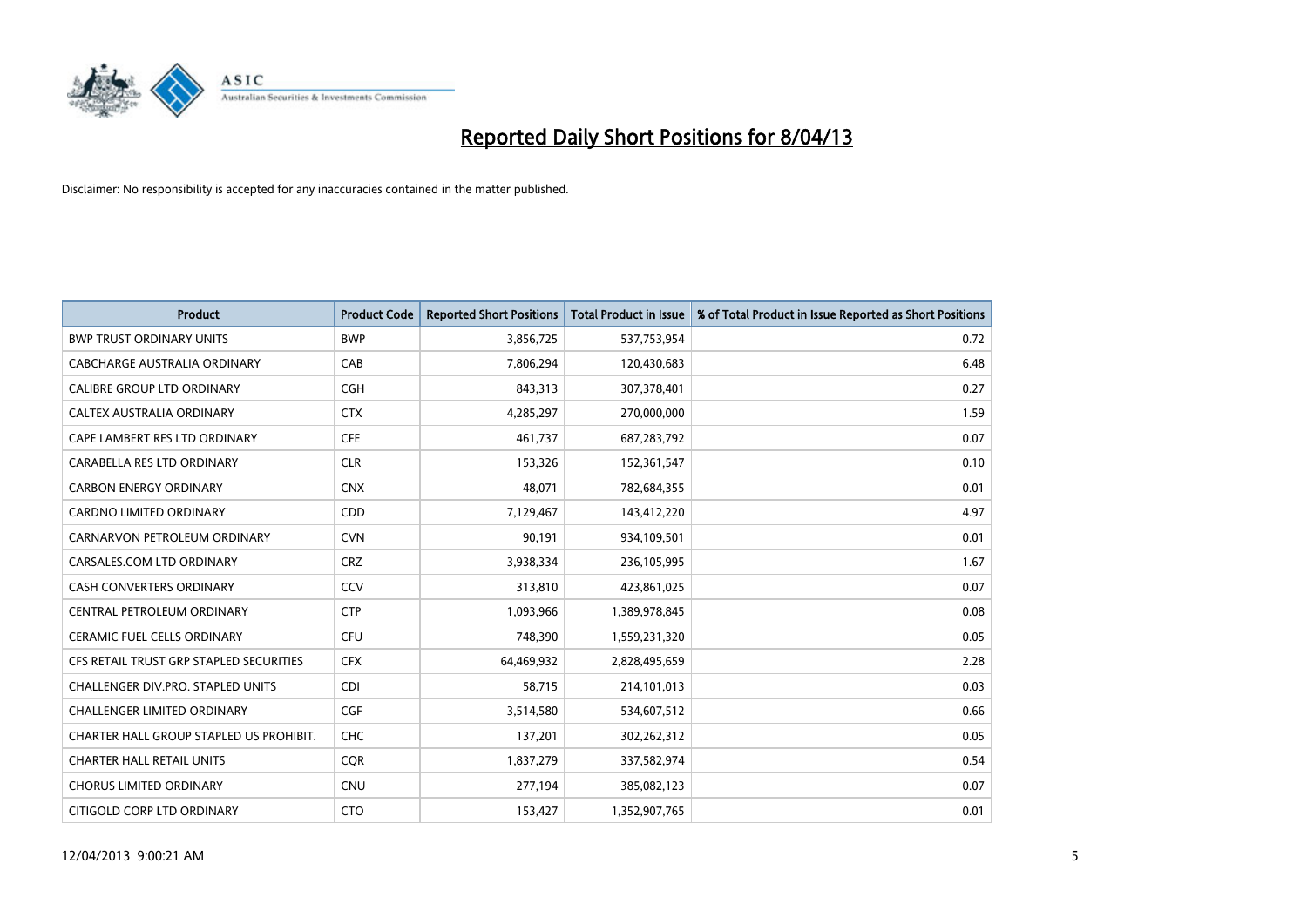# Reported Daily Short Positions for 8/04/13

Disclaimer: No responsibility is accepted for any inaccuracies contained in the matter published.

| Product | Product Code | Reported Short Positions | Total Product in Issue | % of Total Product in Issue Reported as Short Positions |
|---|---|---|---|---|
| BWP TRUST ORDINARY UNITS | BWP | 3,856,725 | 537,753,954 | 0.72 |
| CABCHARGE AUSTRALIA ORDINARY | CAB | 7,806,294 | 120,430,683 | 6.48 |
| CALIBRE GROUP LTD ORDINARY | CGH | 843,313 | 307,378,401 | 0.27 |
| CALTEX AUSTRALIA ORDINARY | CTX | 4,285,297 | 270,000,000 | 1.59 |
| CAPE LAMBERT RES LTD ORDINARY | CFE | 461,737 | 687,283,792 | 0.07 |
| CARABELLA RES LTD ORDINARY | CLR | 153,326 | 152,361,547 | 0.10 |
| CARBON ENERGY ORDINARY | CNX | 48,071 | 782,684,355 | 0.01 |
| CARDNO LIMITED ORDINARY | CDD | 7,129,467 | 143,412,220 | 4.97 |
| CARNARVON PETROLEUM ORDINARY | CVN | 90,191 | 934,109,501 | 0.01 |
| CARSALES.COM LTD ORDINARY | CRZ | 3,938,334 | 236,105,995 | 1.67 |
| CASH CONVERTERS ORDINARY | CCV | 313,810 | 423,861,025 | 0.07 |
| CENTRAL PETROLEUM ORDINARY | CTP | 1,093,966 | 1,389,978,845 | 0.08 |
| CERAMIC FUEL CELLS ORDINARY | CFU | 748,390 | 1,559,231,320 | 0.05 |
| CFS RETAIL TRUST GRP STAPLED SECURITIES | CFX | 64,469,932 | 2,828,495,659 | 2.28 |
| CHALLENGER DIV.PRO. STAPLED UNITS | CDI | 58,715 | 214,101,013 | 0.03 |
| CHALLENGER LIMITED ORDINARY | CGF | 3,514,580 | 534,607,512 | 0.66 |
| CHARTER HALL GROUP STAPLED US PROHIBIT. | CHC | 137,201 | 302,262,312 | 0.05 |
| CHARTER HALL RETAIL UNITS | CQR | 1,837,279 | 337,582,974 | 0.54 |
| CHORUS LIMITED ORDINARY | CNU | 277,194 | 385,082,123 | 0.07 |
| CITIGOLD CORP LTD ORDINARY | CTO | 153,427 | 1,352,907,765 | 0.01 |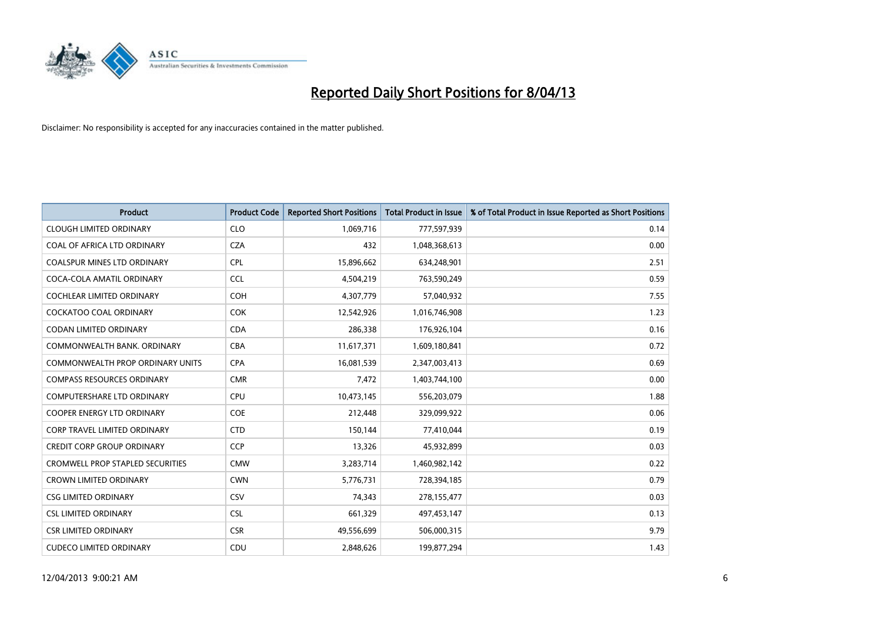# Reported Daily Short Positions for 8/04/13

Disclaimer: No responsibility is accepted for any inaccuracies contained in the matter published.

| Product | Product Code | Reported Short Positions | Total Product in Issue | % of Total Product in Issue Reported as Short Positions |
|---|---|---|---|---|
| CLOUGH LIMITED ORDINARY | CLO | 1,069,716 | 777,597,939 | 0.14 |
| COAL OF AFRICA LTD ORDINARY | CZA | 432 | 1,048,368,613 | 0.00 |
| COALSPUR MINES LTD ORDINARY | CPL | 15,896,662 | 634,248,901 | 2.51 |
| COCA-COLA AMATIL ORDINARY | CCL | 4,504,219 | 763,590,249 | 0.59 |
| COCHLEAR LIMITED ORDINARY | COH | 4,307,779 | 57,040,932 | 7.55 |
| COCKATOO COAL ORDINARY | COK | 12,542,926 | 1,016,746,908 | 1.23 |
| CODAN LIMITED ORDINARY | CDA | 286,338 | 176,926,104 | 0.16 |
| COMMONWEALTH BANK. ORDINARY | CBA | 11,617,371 | 1,609,180,841 | 0.72 |
| COMMONWEALTH PROP ORDINARY UNITS | CPA | 16,081,539 | 2,347,003,413 | 0.69 |
| COMPASS RESOURCES ORDINARY | CMR | 7,472 | 1,403,744,100 | 0.00 |
| COMPUTERSHARE LTD ORDINARY | CPU | 10,473,145 | 556,203,079 | 1.88 |
| COOPER ENERGY LTD ORDINARY | COE | 212,448 | 329,099,922 | 0.06 |
| CORP TRAVEL LIMITED ORDINARY | CTD | 150,144 | 77,410,044 | 0.19 |
| CREDIT CORP GROUP ORDINARY | CCP | 13,326 | 45,932,899 | 0.03 |
| CROMWELL PROP STAPLED SECURITIES | CMW | 3,283,714 | 1,460,982,142 | 0.22 |
| CROWN LIMITED ORDINARY | CWN | 5,776,731 | 728,394,185 | 0.79 |
| CSG LIMITED ORDINARY | CSV | 74,343 | 278,155,477 | 0.03 |
| CSL LIMITED ORDINARY | CSL | 661,329 | 497,453,147 | 0.13 |
| CSR LIMITED ORDINARY | CSR | 49,556,699 | 506,000,315 | 9.79 |
| CUDECO LIMITED ORDINARY | CDU | 2,848,626 | 199,877,294 | 1.43 |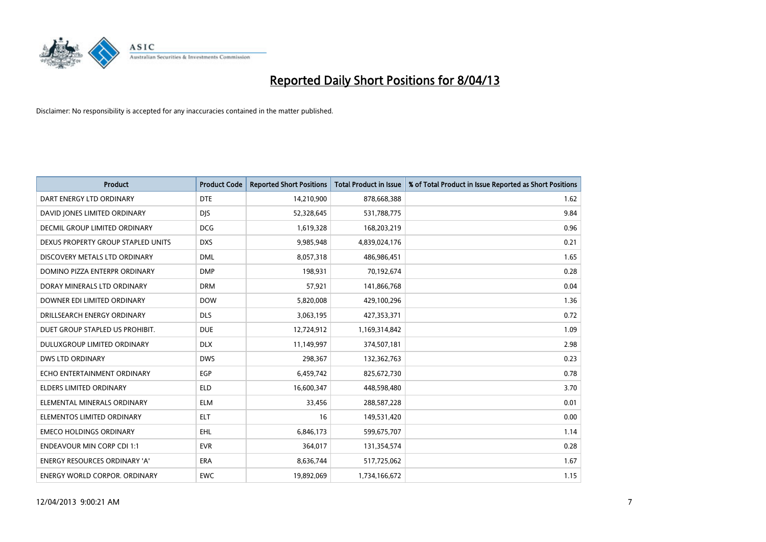# Reported Daily Short Positions for 8/04/13

Disclaimer: No responsibility is accepted for any inaccuracies contained in the matter published.

| Product | Product Code | Reported Short Positions | Total Product in Issue | % of Total Product in Issue Reported as Short Positions |
|---|---|---|---|---|
| DART ENERGY LTD ORDINARY | DTE | 14,210,900 | 878,668,388 | 1.62 |
| DAVID JONES LIMITED ORDINARY | DJS | 52,328,645 | 531,788,775 | 9.84 |
| DECMIL GROUP LIMITED ORDINARY | DCG | 1,619,328 | 168,203,219 | 0.96 |
| DEXUS PROPERTY GROUP STAPLED UNITS | DXS | 9,985,948 | 4,839,024,176 | 0.21 |
| DISCOVERY METALS LTD ORDINARY | DML | 8,057,318 | 486,986,451 | 1.65 |
| DOMINO PIZZA ENTERPR ORDINARY | DMP | 198,931 | 70,192,674 | 0.28 |
| DORAY MINERALS LTD ORDINARY | DRM | 57,921 | 141,866,768 | 0.04 |
| DOWNER EDI LIMITED ORDINARY | DOW | 5,820,008 | 429,100,296 | 1.36 |
| DRILLSEARCH ENERGY ORDINARY | DLS | 3,063,195 | 427,353,371 | 0.72 |
| DUET GROUP STAPLED US PROHIBIT. | DUE | 12,724,912 | 1,169,314,842 | 1.09 |
| DULUXGROUP LIMITED ORDINARY | DLX | 11,149,997 | 374,507,181 | 2.98 |
| DWS LTD ORDINARY | DWS | 298,367 | 132,362,763 | 0.23 |
| ECHO ENTERTAINMENT ORDINARY | EGP | 6,459,742 | 825,672,730 | 0.78 |
| ELDERS LIMITED ORDINARY | ELD | 16,600,347 | 448,598,480 | 3.70 |
| ELEMENTAL MINERALS ORDINARY | ELM | 33,456 | 288,587,228 | 0.01 |
| ELEMENTOS LIMITED ORDINARY | ELT | 16 | 149,531,420 | 0.00 |
| EMECO HOLDINGS ORDINARY | EHL | 6,846,173 | 599,675,707 | 1.14 |
| ENDEAVOUR MIN CORP CDI 1:1 | EVR | 364,017 | 131,354,574 | 0.28 |
| ENERGY RESOURCES ORDINARY 'A' | ERA | 8,636,744 | 517,725,062 | 1.67 |
| ENERGY WORLD CORPOR. ORDINARY | EWC | 19,892,069 | 1,734,166,672 | 1.15 |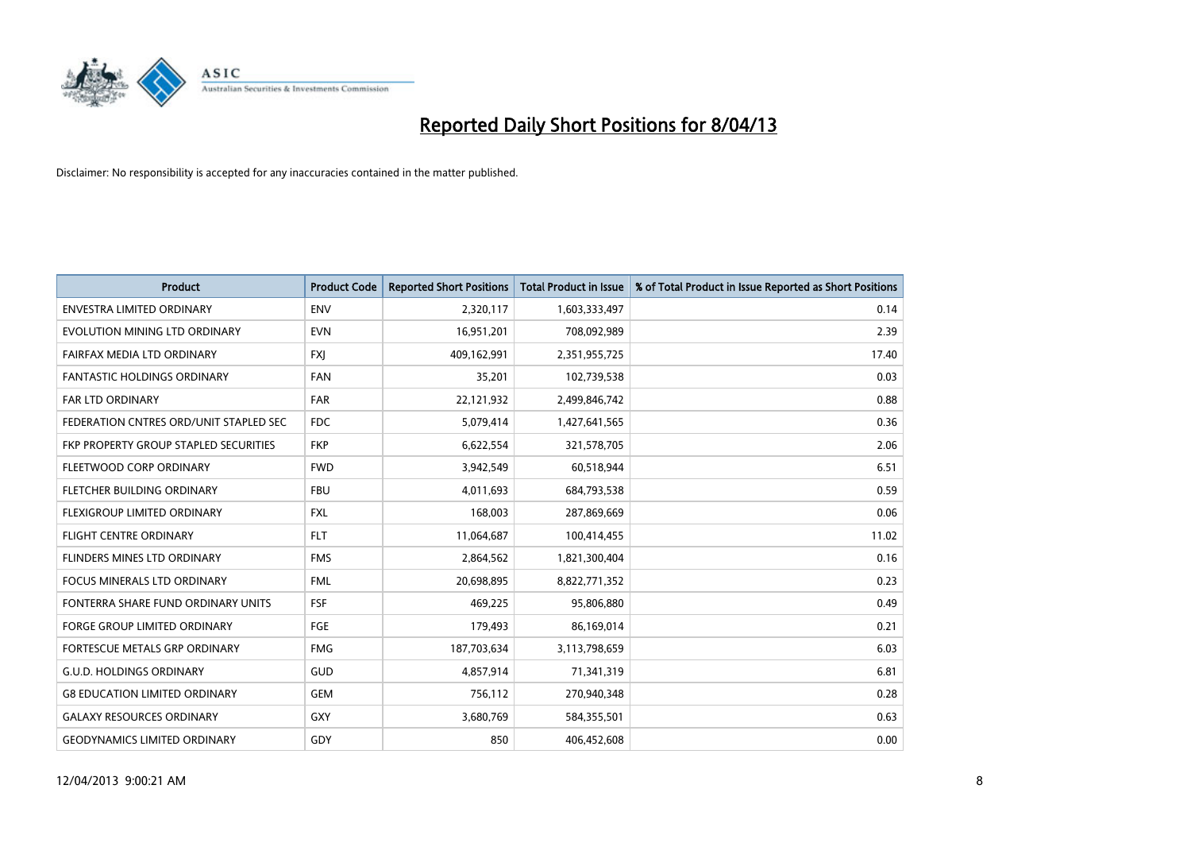# Reported Daily Short Positions for 8/04/13

Disclaimer: No responsibility is accepted for any inaccuracies contained in the matter published.

| Product | Product Code | Reported Short Positions | Total Product in Issue | % of Total Product in Issue Reported as Short Positions |
|---|---|---|---|---|
| ENVESTRA LIMITED ORDINARY | ENV | 2,320,117 | 1,603,333,497 | 0.14 |
| EVOLUTION MINING LTD ORDINARY | EVN | 16,951,201 | 708,092,989 | 2.39 |
| FAIRFAX MEDIA LTD ORDINARY | FXJ | 409,162,991 | 2,351,955,725 | 17.40 |
| FANTASTIC HOLDINGS ORDINARY | FAN | 35,201 | 102,739,538 | 0.03 |
| FAR LTD ORDINARY | FAR | 22,121,932 | 2,499,846,742 | 0.88 |
| FEDERATION CNTRES ORD/UNIT STAPLED SEC | FDC | 5,079,414 | 1,427,641,565 | 0.36 |
| FKP PROPERTY GROUP STAPLED SECURITIES | FKP | 6,622,554 | 321,578,705 | 2.06 |
| FLEETWOOD CORP ORDINARY | FWD | 3,942,549 | 60,518,944 | 6.51 |
| FLETCHER BUILDING ORDINARY | FBU | 4,011,693 | 684,793,538 | 0.59 |
| FLEXIGROUP LIMITED ORDINARY | FXL | 168,003 | 287,869,669 | 0.06 |
| FLIGHT CENTRE ORDINARY | FLT | 11,064,687 | 100,414,455 | 11.02 |
| FLINDERS MINES LTD ORDINARY | FMS | 2,864,562 | 1,821,300,404 | 0.16 |
| FOCUS MINERALS LTD ORDINARY | FML | 20,698,895 | 8,822,771,352 | 0.23 |
| FONTERRA SHARE FUND ORDINARY UNITS | FSF | 469,225 | 95,806,880 | 0.49 |
| FORGE GROUP LIMITED ORDINARY | FGE | 179,493 | 86,169,014 | 0.21 |
| FORTESCUE METALS GRP ORDINARY | FMG | 187,703,634 | 3,113,798,659 | 6.03 |
| G.U.D. HOLDINGS ORDINARY | GUD | 4,857,914 | 71,341,319 | 6.81 |
| G8 EDUCATION LIMITED ORDINARY | GEM | 756,112 | 270,940,348 | 0.28 |
| GALAXY RESOURCES ORDINARY | GXY | 3,680,769 | 584,355,501 | 0.63 |
| GEODYNAMICS LIMITED ORDINARY | GDY | 850 | 406,452,608 | 0.00 |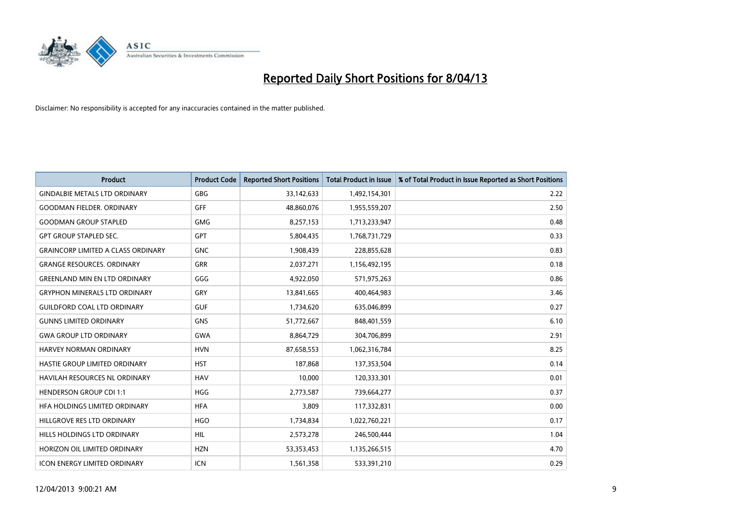# Reported Daily Short Positions for 8/04/13

Disclaimer: No responsibility is accepted for any inaccuracies contained in the matter published.

| Product | Product Code | Reported Short Positions | Total Product in Issue | % of Total Product in Issue Reported as Short Positions |
|---|---|---|---|---|
| GINDALBIE METALS LTD ORDINARY | GBG | 33,142,633 | 1,492,154,301 | 2.22 |
| GOODMAN FIELDER. ORDINARY | GFF | 48,860,076 | 1,955,559,207 | 2.50 |
| GOODMAN GROUP STAPLED | GMG | 8,257,153 | 1,713,233,947 | 0.48 |
| GPT GROUP STAPLED SEC. | GPT | 5,804,435 | 1,768,731,729 | 0.33 |
| GRAINCORP LIMITED A CLASS ORDINARY | GNC | 1,908,439 | 228,855,628 | 0.83 |
| GRANGE RESOURCES. ORDINARY | GRR | 2,037,271 | 1,156,492,195 | 0.18 |
| GREENLAND MIN EN LTD ORDINARY | GGG | 4,922,050 | 571,975,263 | 0.86 |
| GRYPHON MINERALS LTD ORDINARY | GRY | 13,841,665 | 400,464,983 | 3.46 |
| GUILDFORD COAL LTD ORDINARY | GUF | 1,734,620 | 635,046,899 | 0.27 |
| GUNNS LIMITED ORDINARY | GNS | 51,772,667 | 848,401,559 | 6.10 |
| GWA GROUP LTD ORDINARY | GWA | 8,864,729 | 304,706,899 | 2.91 |
| HARVEY NORMAN ORDINARY | HVN | 87,658,553 | 1,062,316,784 | 8.25 |
| HASTIE GROUP LIMITED ORDINARY | HST | 187,868 | 137,353,504 | 0.14 |
| HAVILAH RESOURCES NL ORDINARY | HAV | 10,000 | 120,333,301 | 0.01 |
| HENDERSON GROUP CDI 1:1 | HGG | 2,773,587 | 739,664,277 | 0.37 |
| HFA HOLDINGS LIMITED ORDINARY | HFA | 3,809 | 117,332,831 | 0.00 |
| HILLGROVE RES LTD ORDINARY | HGO | 1,734,834 | 1,022,760,221 | 0.17 |
| HILLS HOLDINGS LTD ORDINARY | HIL | 2,573,278 | 246,500,444 | 1.04 |
| HORIZON OIL LIMITED ORDINARY | HZN | 53,353,453 | 1,135,266,515 | 4.70 |
| ICON ENERGY LIMITED ORDINARY | ICN | 1,561,358 | 533,391,210 | 0.29 |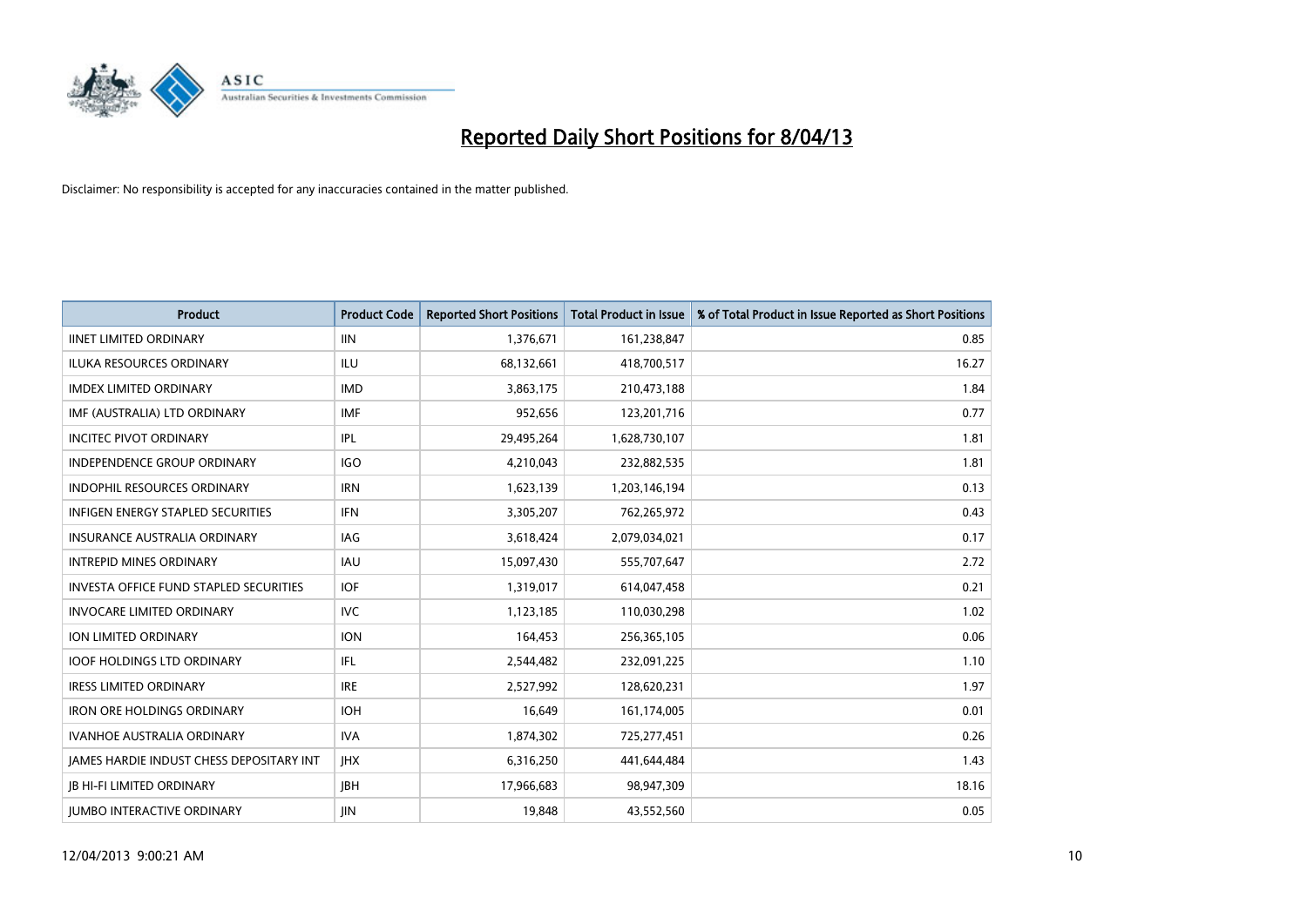# Reported Daily Short Positions for 8/04/13

Disclaimer: No responsibility is accepted for any inaccuracies contained in the matter published.

| Product | Product Code | Reported Short Positions | Total Product in Issue | % of Total Product in Issue Reported as Short Positions |
|---|---|---|---|---|
| IINET LIMITED ORDINARY | IIN | 1,376,671 | 161,238,847 | 0.85 |
| ILUKA RESOURCES ORDINARY | ILU | 68,132,661 | 418,700,517 | 16.27 |
| IMDEX LIMITED ORDINARY | IMD | 3,863,175 | 210,473,188 | 1.84 |
| IMF (AUSTRALIA) LTD ORDINARY | IMF | 952,656 | 123,201,716 | 0.77 |
| INCITEC PIVOT ORDINARY | IPL | 29,495,264 | 1,628,730,107 | 1.81 |
| INDEPENDENCE GROUP ORDINARY | IGO | 4,210,043 | 232,882,535 | 1.81 |
| INDOPHIL RESOURCES ORDINARY | IRN | 1,623,139 | 1,203,146,194 | 0.13 |
| INFIGEN ENERGY STAPLED SECURITIES | IFN | 3,305,207 | 762,265,972 | 0.43 |
| INSURANCE AUSTRALIA ORDINARY | IAG | 3,618,424 | 2,079,034,021 | 0.17 |
| INTREPID MINES ORDINARY | IAU | 15,097,430 | 555,707,647 | 2.72 |
| INVESTA OFFICE FUND STAPLED SECURITIES | IOF | 1,319,017 | 614,047,458 | 0.21 |
| INVOCARE LIMITED ORDINARY | IVC | 1,123,185 | 110,030,298 | 1.02 |
| ION LIMITED ORDINARY | ION | 164,453 | 256,365,105 | 0.06 |
| IOOF HOLDINGS LTD ORDINARY | IFL | 2,544,482 | 232,091,225 | 1.10 |
| IRESS LIMITED ORDINARY | IRE | 2,527,992 | 128,620,231 | 1.97 |
| IRON ORE HOLDINGS ORDINARY | IOH | 16,649 | 161,174,005 | 0.01 |
| IVANHOE AUSTRALIA ORDINARY | IVA | 1,874,302 | 725,277,451 | 0.26 |
| JAMES HARDIE INDUST CHESS DEPOSITARY INT | JHX | 6,316,250 | 441,644,484 | 1.43 |
| JB HI-FI LIMITED ORDINARY | JBH | 17,966,683 | 98,947,309 | 18.16 |
| JUMBO INTERACTIVE ORDINARY | JIN | 19,848 | 43,552,560 | 0.05 |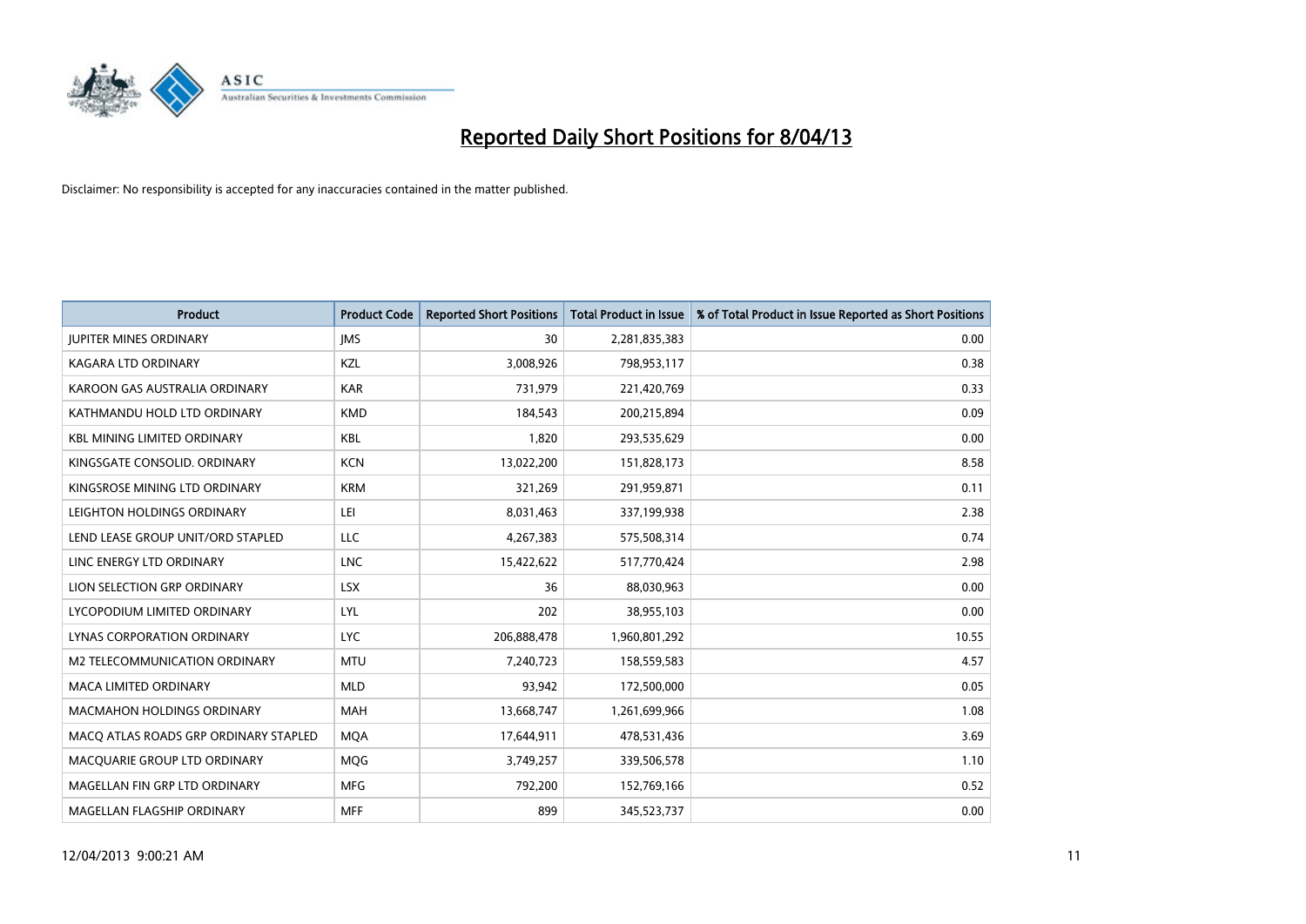# Reported Daily Short Positions for 8/04/13

Disclaimer: No responsibility is accepted for any inaccuracies contained in the matter published.

| Product | Product Code | Reported Short Positions | Total Product in Issue | % of Total Product in Issue Reported as Short Positions |
|---|---|---|---|---|
| JUPITER MINES ORDINARY | JMS | 30 | 2,281,835,383 | 0.00 |
| KAGARA LTD ORDINARY | KZL | 3,008,926 | 798,953,117 | 0.38 |
| KAROON GAS AUSTRALIA ORDINARY | KAR | 731,979 | 221,420,769 | 0.33 |
| KATHMANDU HOLD LTD ORDINARY | KMD | 184,543 | 200,215,894 | 0.09 |
| KBL MINING LIMITED ORDINARY | KBL | 1,820 | 293,535,629 | 0.00 |
| KINGSGATE CONSOLID. ORDINARY | KCN | 13,022,200 | 151,828,173 | 8.58 |
| KINGSROSE MINING LTD ORDINARY | KRM | 321,269 | 291,959,871 | 0.11 |
| LEIGHTON HOLDINGS ORDINARY | LEI | 8,031,463 | 337,199,938 | 2.38 |
| LEND LEASE GROUP UNIT/ORD STAPLED | LLC | 4,267,383 | 575,508,314 | 0.74 |
| LINC ENERGY LTD ORDINARY | LNC | 15,422,622 | 517,770,424 | 2.98 |
| LION SELECTION GRP ORDINARY | LSX | 36 | 88,030,963 | 0.00 |
| LYCOPODIUM LIMITED ORDINARY | LYL | 202 | 38,955,103 | 0.00 |
| LYNAS CORPORATION ORDINARY | LYC | 206,888,478 | 1,960,801,292 | 10.55 |
| M2 TELECOMMUNICATION ORDINARY | MTU | 7,240,723 | 158,559,583 | 4.57 |
| MACA LIMITED ORDINARY | MLD | 93,942 | 172,500,000 | 0.05 |
| MACMAHON HOLDINGS ORDINARY | MAH | 13,668,747 | 1,261,699,966 | 1.08 |
| MACQ ATLAS ROADS GRP ORDINARY STAPLED | MQA | 17,644,911 | 478,531,436 | 3.69 |
| MACQUARIE GROUP LTD ORDINARY | MQG | 3,749,257 | 339,506,578 | 1.10 |
| MAGELLAN FIN GRP LTD ORDINARY | MFG | 792,200 | 152,769,166 | 0.52 |
| MAGELLAN FLAGSHIP ORDINARY | MFF | 899 | 345,523,737 | 0.00 |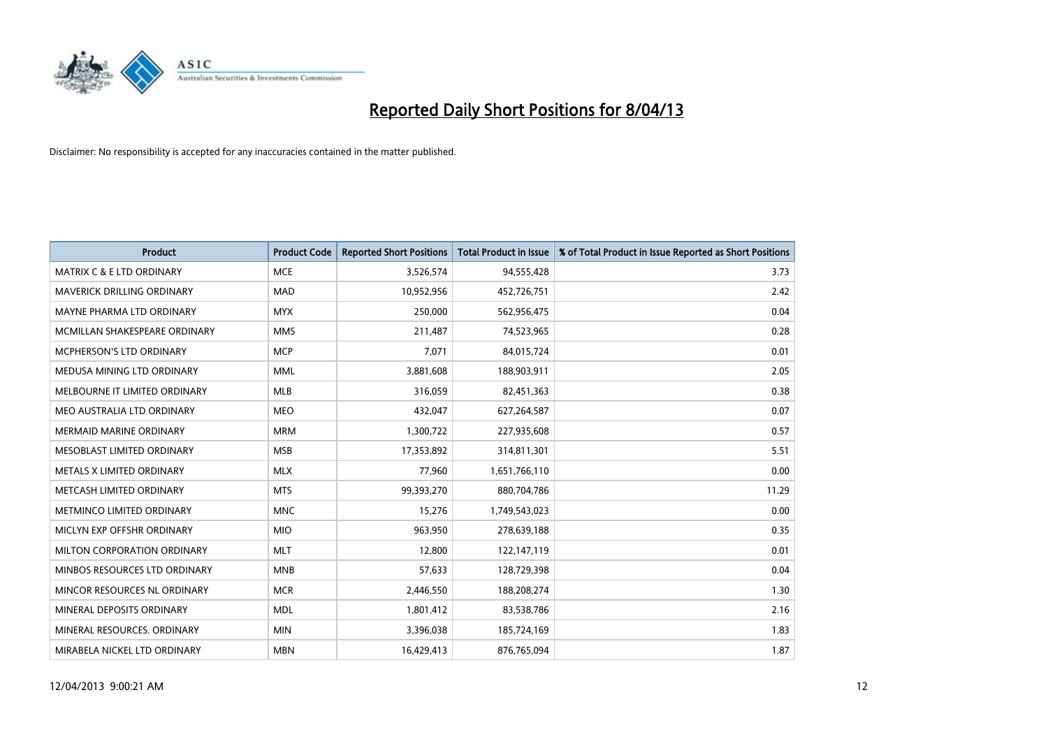# Reported Daily Short Positions for 8/04/13

Disclaimer: No responsibility is accepted for any inaccuracies contained in the matter published.

| Product | Product Code | Reported Short Positions | Total Product in Issue | % of Total Product in Issue Reported as Short Positions |
|---|---|---|---|---|
| MATRIX C & E LTD ORDINARY | MCE | 3,526,574 | 94,555,428 | 3.73 |
| MAVERICK DRILLING ORDINARY | MAD | 10,952,956 | 452,726,751 | 2.42 |
| MAYNE PHARMA LTD ORDINARY | MYX | 250,000 | 562,956,475 | 0.04 |
| MCMILLAN SHAKESPEARE ORDINARY | MMS | 211,487 | 74,523,965 | 0.28 |
| MCPHERSON'S LTD ORDINARY | MCP | 7,071 | 84,015,724 | 0.01 |
| MEDUSA MINING LTD ORDINARY | MML | 3,881,608 | 188,903,911 | 2.05 |
| MELBOURNE IT LIMITED ORDINARY | MLB | 316,059 | 82,451,363 | 0.38 |
| MEO AUSTRALIA LTD ORDINARY | MEO | 432,047 | 627,264,587 | 0.07 |
| MERMAID MARINE ORDINARY | MRM | 1,300,722 | 227,935,608 | 0.57 |
| MESOBLAST LIMITED ORDINARY | MSB | 17,353,892 | 314,811,301 | 5.51 |
| METALS X LIMITED ORDINARY | MLX | 77,960 | 1,651,766,110 | 0.00 |
| METCASH LIMITED ORDINARY | MTS | 99,393,270 | 880,704,786 | 11.29 |
| METMINCO LIMITED ORDINARY | MNC | 15,276 | 1,749,543,023 | 0.00 |
| MICLYN EXP OFFSHR ORDINARY | MIO | 963,950 | 278,639,188 | 0.35 |
| MILTON CORPORATION ORDINARY | MLT | 12,800 | 122,147,119 | 0.01 |
| MINBOS RESOURCES LTD ORDINARY | MNB | 57,633 | 128,729,398 | 0.04 |
| MINCOR RESOURCES NL ORDINARY | MCR | 2,446,550 | 188,208,274 | 1.30 |
| MINERAL DEPOSITS ORDINARY | MDL | 1,801,412 | 83,538,786 | 2.16 |
| MINERAL RESOURCES. ORDINARY | MIN | 3,396,038 | 185,724,169 | 1.83 |
| MIRABELA NICKEL LTD ORDINARY | MBN | 16,429,413 | 876,765,094 | 1.87 |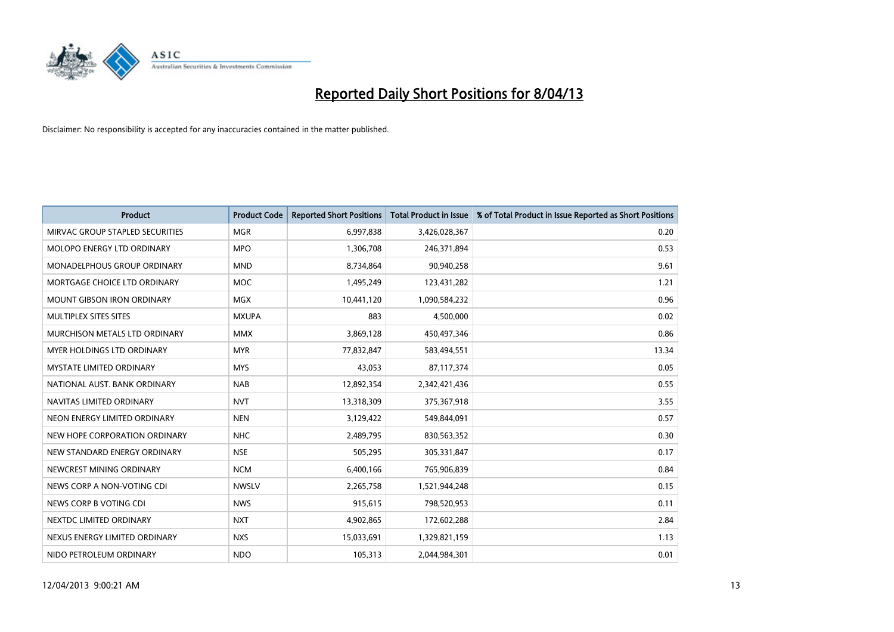# Reported Daily Short Positions for 8/04/13

Disclaimer: No responsibility is accepted for any inaccuracies contained in the matter published.

| Product | Product Code | Reported Short Positions | Total Product in Issue | % of Total Product in Issue Reported as Short Positions |
|---|---|---|---|---|
| MIRVAC GROUP STAPLED SECURITIES | MGR | 6,997,838 | 3,426,028,367 | 0.20 |
| MOLOPO ENERGY LTD ORDINARY | MPO | 1,306,708 | 246,371,894 | 0.53 |
| MONADELPHOUS GROUP ORDINARY | MND | 8,734,864 | 90,940,258 | 9.61 |
| MORTGAGE CHOICE LTD ORDINARY | MOC | 1,495,249 | 123,431,282 | 1.21 |
| MOUNT GIBSON IRON ORDINARY | MGX | 10,441,120 | 1,090,584,232 | 0.96 |
| MULTIPLEX SITES SITES | MXUPA | 883 | 4,500,000 | 0.02 |
| MURCHISON METALS LTD ORDINARY | MMX | 3,869,128 | 450,497,346 | 0.86 |
| MYER HOLDINGS LTD ORDINARY | MYR | 77,832,847 | 583,494,551 | 13.34 |
| MYSTATE LIMITED ORDINARY | MYS | 43,053 | 87,117,374 | 0.05 |
| NATIONAL AUST. BANK ORDINARY | NAB | 12,892,354 | 2,342,421,436 | 0.55 |
| NAVITAS LIMITED ORDINARY | NVT | 13,318,309 | 375,367,918 | 3.55 |
| NEON ENERGY LIMITED ORDINARY | NEN | 3,129,422 | 549,844,091 | 0.57 |
| NEW HOPE CORPORATION ORDINARY | NHC | 2,489,795 | 830,563,352 | 0.30 |
| NEW STANDARD ENERGY ORDINARY | NSE | 505,295 | 305,331,847 | 0.17 |
| NEWCREST MINING ORDINARY | NCM | 6,400,166 | 765,906,839 | 0.84 |
| NEWS CORP A NON-VOTING CDI | NWSLV | 2,265,758 | 1,521,944,248 | 0.15 |
| NEWS CORP B VOTING CDI | NWS | 915,615 | 798,520,953 | 0.11 |
| NEXTDC LIMITED ORDINARY | NXT | 4,902,865 | 172,602,288 | 2.84 |
| NEXUS ENERGY LIMITED ORDINARY | NXS | 15,033,691 | 1,329,821,159 | 1.13 |
| NIDO PETROLEUM ORDINARY | NDO | 105,313 | 2,044,984,301 | 0.01 |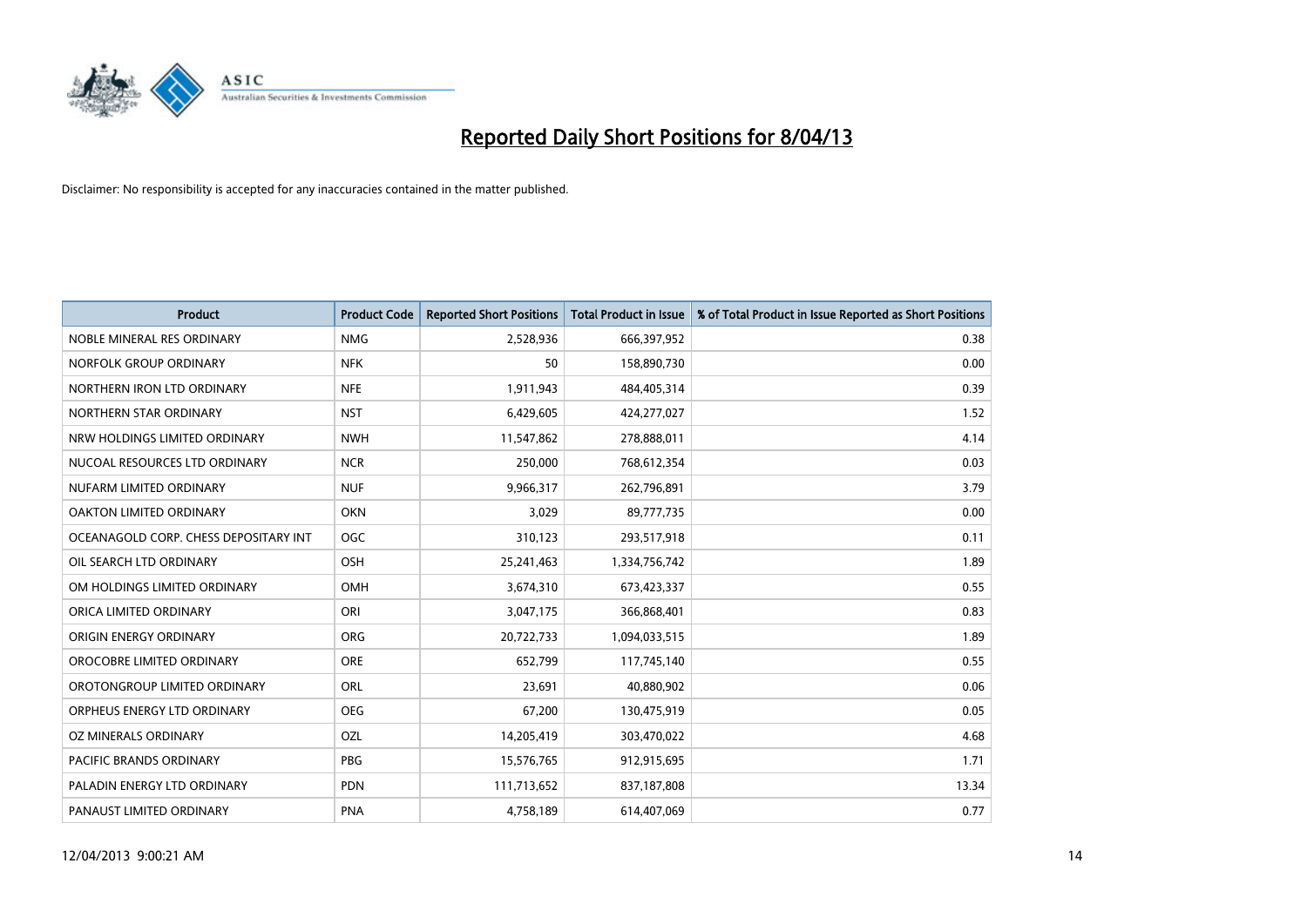# Reported Daily Short Positions for 8/04/13

Disclaimer: No responsibility is accepted for any inaccuracies contained in the matter published.

| Product | Product Code | Reported Short Positions | Total Product in Issue | % of Total Product in Issue Reported as Short Positions |
|---|---|---|---|---|
| NOBLE MINERAL RES ORDINARY | NMG | 2,528,936 | 666,397,952 | 0.38 |
| NORFOLK GROUP ORDINARY | NFK | 50 | 158,890,730 | 0.00 |
| NORTHERN IRON LTD ORDINARY | NFE | 1,911,943 | 484,405,314 | 0.39 |
| NORTHERN STAR ORDINARY | NST | 6,429,605 | 424,277,027 | 1.52 |
| NRW HOLDINGS LIMITED ORDINARY | NWH | 11,547,862 | 278,888,011 | 4.14 |
| NUCOAL RESOURCES LTD ORDINARY | NCR | 250,000 | 768,612,354 | 0.03 |
| NUFARM LIMITED ORDINARY | NUF | 9,966,317 | 262,796,891 | 3.79 |
| OAKTON LIMITED ORDINARY | OKN | 3,029 | 89,777,735 | 0.00 |
| OCEANAGOLD CORP. CHESS DEPOSITARY INT | OGC | 310,123 | 293,517,918 | 0.11 |
| OIL SEARCH LTD ORDINARY | OSH | 25,241,463 | 1,334,756,742 | 1.89 |
| OM HOLDINGS LIMITED ORDINARY | OMH | 3,674,310 | 673,423,337 | 0.55 |
| ORICA LIMITED ORDINARY | ORI | 3,047,175 | 366,868,401 | 0.83 |
| ORIGIN ENERGY ORDINARY | ORG | 20,722,733 | 1,094,033,515 | 1.89 |
| OROCOBRE LIMITED ORDINARY | ORE | 652,799 | 117,745,140 | 0.55 |
| OROTONGROUP LIMITED ORDINARY | ORL | 23,691 | 40,880,902 | 0.06 |
| ORPHEUS ENERGY LTD ORDINARY | OEG | 67,200 | 130,475,919 | 0.05 |
| OZ MINERALS ORDINARY | OZL | 14,205,419 | 303,470,022 | 4.68 |
| PACIFIC BRANDS ORDINARY | PBG | 15,576,765 | 912,915,695 | 1.71 |
| PALADIN ENERGY LTD ORDINARY | PDN | 111,713,652 | 837,187,808 | 13.34 |
| PANAUST LIMITED ORDINARY | PNA | 4,758,189 | 614,407,069 | 0.77 |

12/04/2013 9:00:21 AM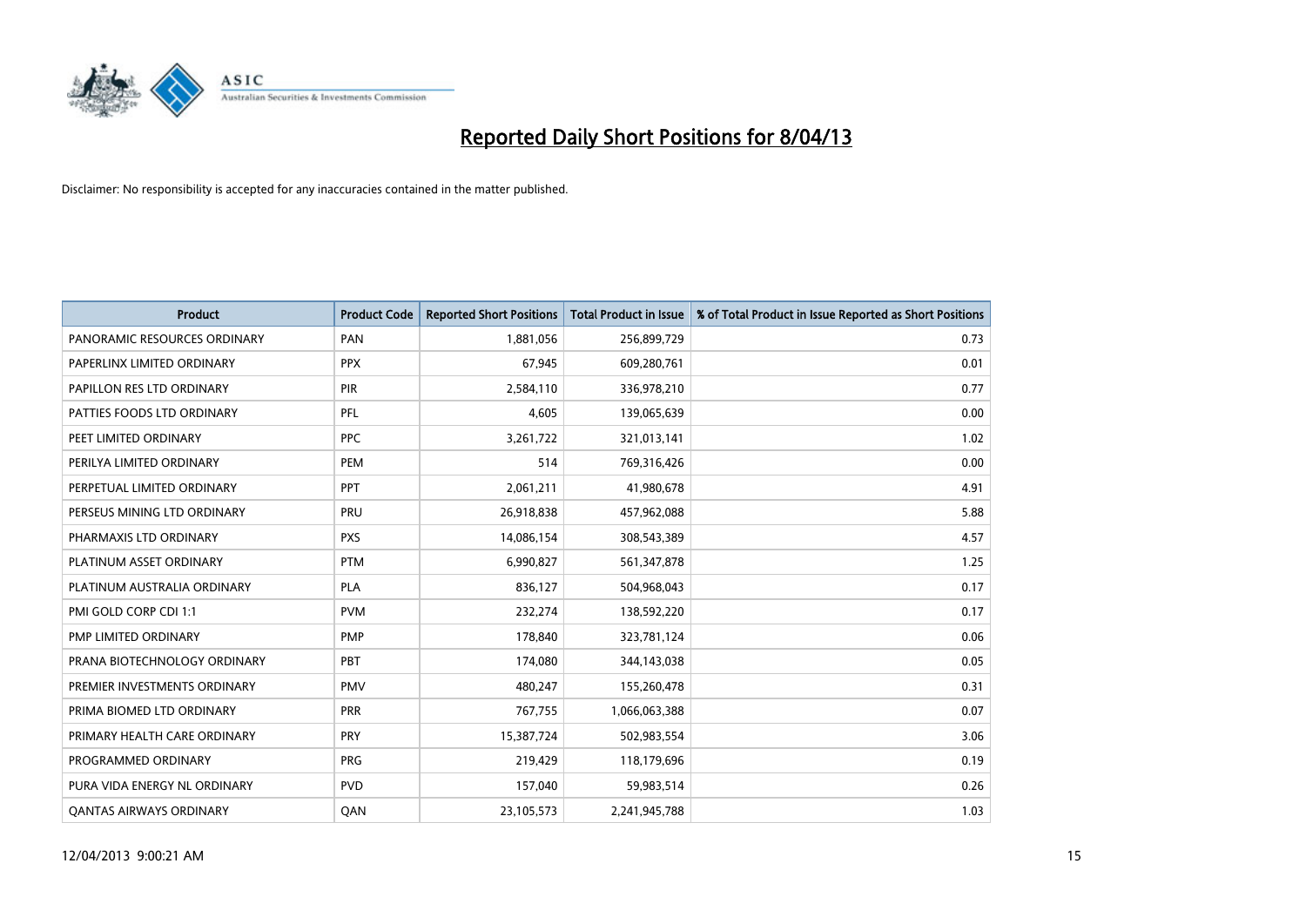# Reported Daily Short Positions for 8/04/13

Disclaimer: No responsibility is accepted for any inaccuracies contained in the matter published.

| Product | Product Code | Reported Short Positions | Total Product in Issue | % of Total Product in Issue Reported as Short Positions |
|---|---|---|---|---|
| PANORAMIC RESOURCES ORDINARY | PAN | 1,881,056 | 256,899,729 | 0.73 |
| PAPERLINX LIMITED ORDINARY | PPX | 67,945 | 609,280,761 | 0.01 |
| PAPILLON RES LTD ORDINARY | PIR | 2,584,110 | 336,978,210 | 0.77 |
| PATTIES FOODS LTD ORDINARY | PFL | 4,605 | 139,065,639 | 0.00 |
| PEET LIMITED ORDINARY | PPC | 3,261,722 | 321,013,141 | 1.02 |
| PERILYA LIMITED ORDINARY | PEM | 514 | 769,316,426 | 0.00 |
| PERPETUAL LIMITED ORDINARY | PPT | 2,061,211 | 41,980,678 | 4.91 |
| PERSEUS MINING LTD ORDINARY | PRU | 26,918,838 | 457,962,088 | 5.88 |
| PHARMAXIS LTD ORDINARY | PXS | 14,086,154 | 308,543,389 | 4.57 |
| PLATINUM ASSET ORDINARY | PTM | 6,990,827 | 561,347,878 | 1.25 |
| PLATINUM AUSTRALIA ORDINARY | PLA | 836,127 | 504,968,043 | 0.17 |
| PMI GOLD CORP CDI 1:1 | PVM | 232,274 | 138,592,220 | 0.17 |
| PMP LIMITED ORDINARY | PMP | 178,840 | 323,781,124 | 0.06 |
| PRANA BIOTECHNOLOGY ORDINARY | PBT | 174,080 | 344,143,038 | 0.05 |
| PREMIER INVESTMENTS ORDINARY | PMV | 480,247 | 155,260,478 | 0.31 |
| PRIMA BIOMED LTD ORDINARY | PRR | 767,755 | 1,066,063,388 | 0.07 |
| PRIMARY HEALTH CARE ORDINARY | PRY | 15,387,724 | 502,983,554 | 3.06 |
| PROGRAMMED ORDINARY | PRG | 219,429 | 118,179,696 | 0.19 |
| PURA VIDA ENERGY NL ORDINARY | PVD | 157,040 | 59,983,514 | 0.26 |
| QANTAS AIRWAYS ORDINARY | QAN | 23,105,573 | 2,241,945,788 | 1.03 |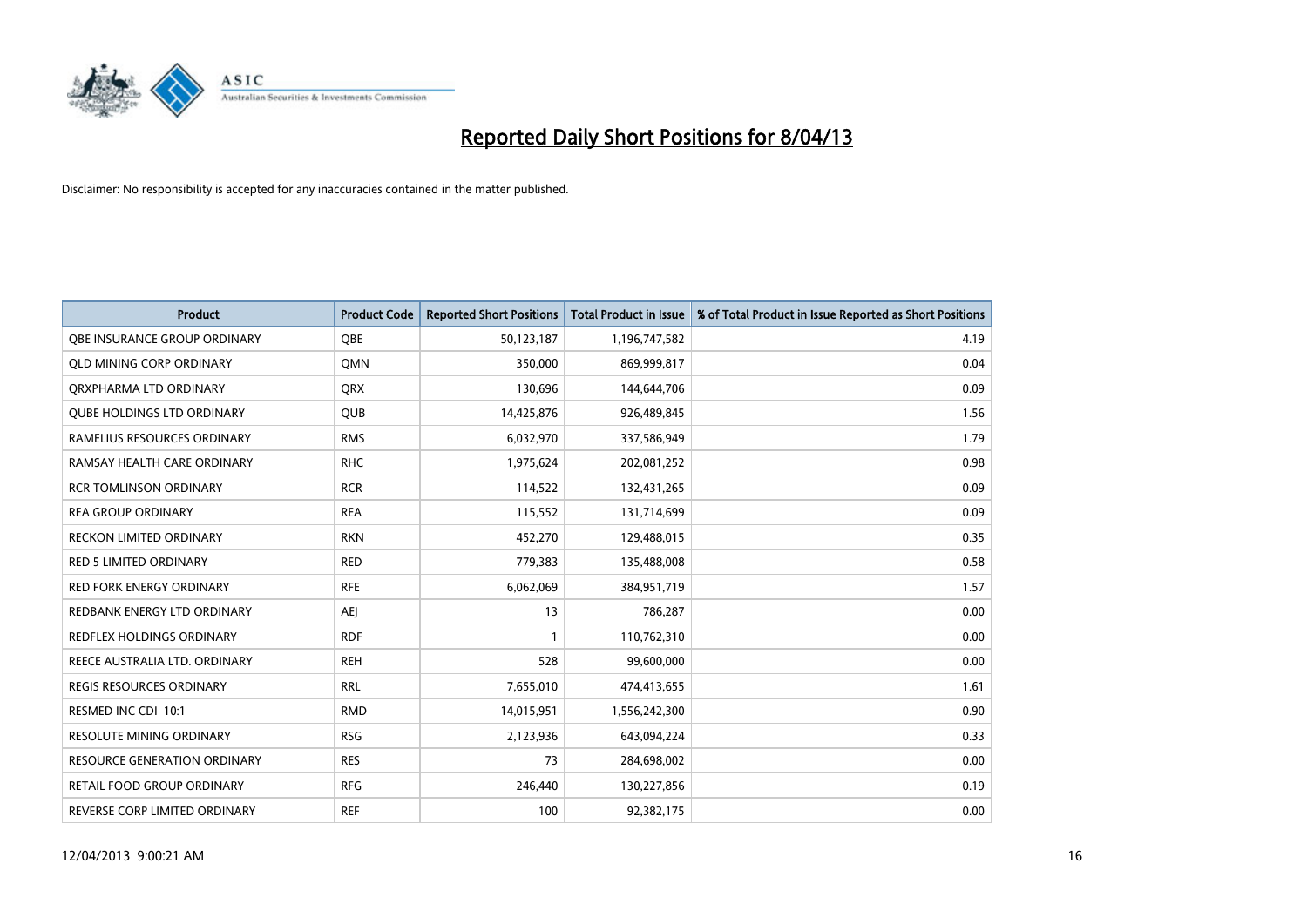# Reported Daily Short Positions for 8/04/13

Disclaimer: No responsibility is accepted for any inaccuracies contained in the matter published.

| Product | Product Code | Reported Short Positions | Total Product in Issue | % of Total Product in Issue Reported as Short Positions |
|---|---|---|---|---|
| QBE INSURANCE GROUP ORDINARY | QBE | 50,123,187 | 1,196,747,582 | 4.19 |
| QLD MINING CORP ORDINARY | QMN | 350,000 | 869,999,817 | 0.04 |
| QRXPHARMA LTD ORDINARY | QRX | 130,696 | 144,644,706 | 0.09 |
| QUBE HOLDINGS LTD ORDINARY | QUB | 14,425,876 | 926,489,845 | 1.56 |
| RAMELIUS RESOURCES ORDINARY | RMS | 6,032,970 | 337,586,949 | 1.79 |
| RAMSAY HEALTH CARE ORDINARY | RHC | 1,975,624 | 202,081,252 | 0.98 |
| RCR TOMLINSON ORDINARY | RCR | 114,522 | 132,431,265 | 0.09 |
| REA GROUP ORDINARY | REA | 115,552 | 131,714,699 | 0.09 |
| RECKON LIMITED ORDINARY | RKN | 452,270 | 129,488,015 | 0.35 |
| RED 5 LIMITED ORDINARY | RED | 779,383 | 135,488,008 | 0.58 |
| RED FORK ENERGY ORDINARY | RFE | 6,062,069 | 384,951,719 | 1.57 |
| REDBANK ENERGY LTD ORDINARY | AEJ | 13 | 786,287 | 0.00 |
| REDFLEX HOLDINGS ORDINARY | RDF | 1 | 110,762,310 | 0.00 |
| REECE AUSTRALIA LTD. ORDINARY | REH | 528 | 99,600,000 | 0.00 |
| REGIS RESOURCES ORDINARY | RRL | 7,655,010 | 474,413,655 | 1.61 |
| RESMED INC CDI 10:1 | RMD | 14,015,951 | 1,556,242,300 | 0.90 |
| RESOLUTE MINING ORDINARY | RSG | 2,123,936 | 643,094,224 | 0.33 |
| RESOURCE GENERATION ORDINARY | RES | 73 | 284,698,002 | 0.00 |
| RETAIL FOOD GROUP ORDINARY | RFG | 246,440 | 130,227,856 | 0.19 |
| REVERSE CORP LIMITED ORDINARY | REF | 100 | 92,382,175 | 0.00 |

12/04/2013 9:00:21 AM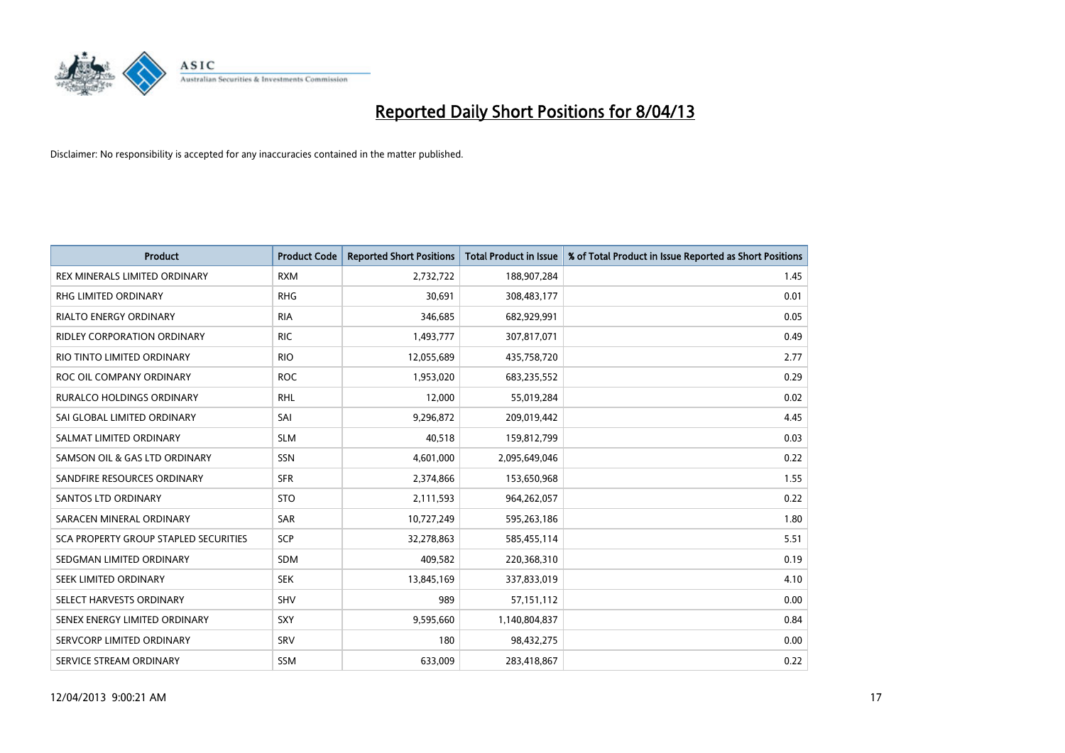# Reported Daily Short Positions for 8/04/13

Disclaimer: No responsibility is accepted for any inaccuracies contained in the matter published.

| Product | Product Code | Reported Short Positions | Total Product in Issue | % of Total Product in Issue Reported as Short Positions |
|---|---|---|---|---|
| REX MINERALS LIMITED ORDINARY | RXM | 2,732,722 | 188,907,284 | 1.45 |
| RHG LIMITED ORDINARY | RHG | 30,691 | 308,483,177 | 0.01 |
| RIALTO ENERGY ORDINARY | RIA | 346,685 | 682,929,991 | 0.05 |
| RIDLEY CORPORATION ORDINARY | RIC | 1,493,777 | 307,817,071 | 0.49 |
| RIO TINTO LIMITED ORDINARY | RIO | 12,055,689 | 435,758,720 | 2.77 |
| ROC OIL COMPANY ORDINARY | ROC | 1,953,020 | 683,235,552 | 0.29 |
| RURALCO HOLDINGS ORDINARY | RHL | 12,000 | 55,019,284 | 0.02 |
| SAI GLOBAL LIMITED ORDINARY | SAI | 9,296,872 | 209,019,442 | 4.45 |
| SALMAT LIMITED ORDINARY | SLM | 40,518 | 159,812,799 | 0.03 |
| SAMSON OIL & GAS LTD ORDINARY | SSN | 4,601,000 | 2,095,649,046 | 0.22 |
| SANDFIRE RESOURCES ORDINARY | SFR | 2,374,866 | 153,650,968 | 1.55 |
| SANTOS LTD ORDINARY | STO | 2,111,593 | 964,262,057 | 0.22 |
| SARACEN MINERAL ORDINARY | SAR | 10,727,249 | 595,263,186 | 1.80 |
| SCA PROPERTY GROUP STAPLED SECURITIES | SCP | 32,278,863 | 585,455,114 | 5.51 |
| SEDGMAN LIMITED ORDINARY | SDM | 409,582 | 220,368,310 | 0.19 |
| SEEK LIMITED ORDINARY | SEK | 13,845,169 | 337,833,019 | 4.10 |
| SELECT HARVESTS ORDINARY | SHV | 989 | 57,151,112 | 0.00 |
| SENEX ENERGY LIMITED ORDINARY | SXY | 9,595,660 | 1,140,804,837 | 0.84 |
| SERVCORP LIMITED ORDINARY | SRV | 180 | 98,432,275 | 0.00 |
| SERVICE STREAM ORDINARY | SSM | 633,009 | 283,418,867 | 0.22 |

12/04/2013 9:00:21 AM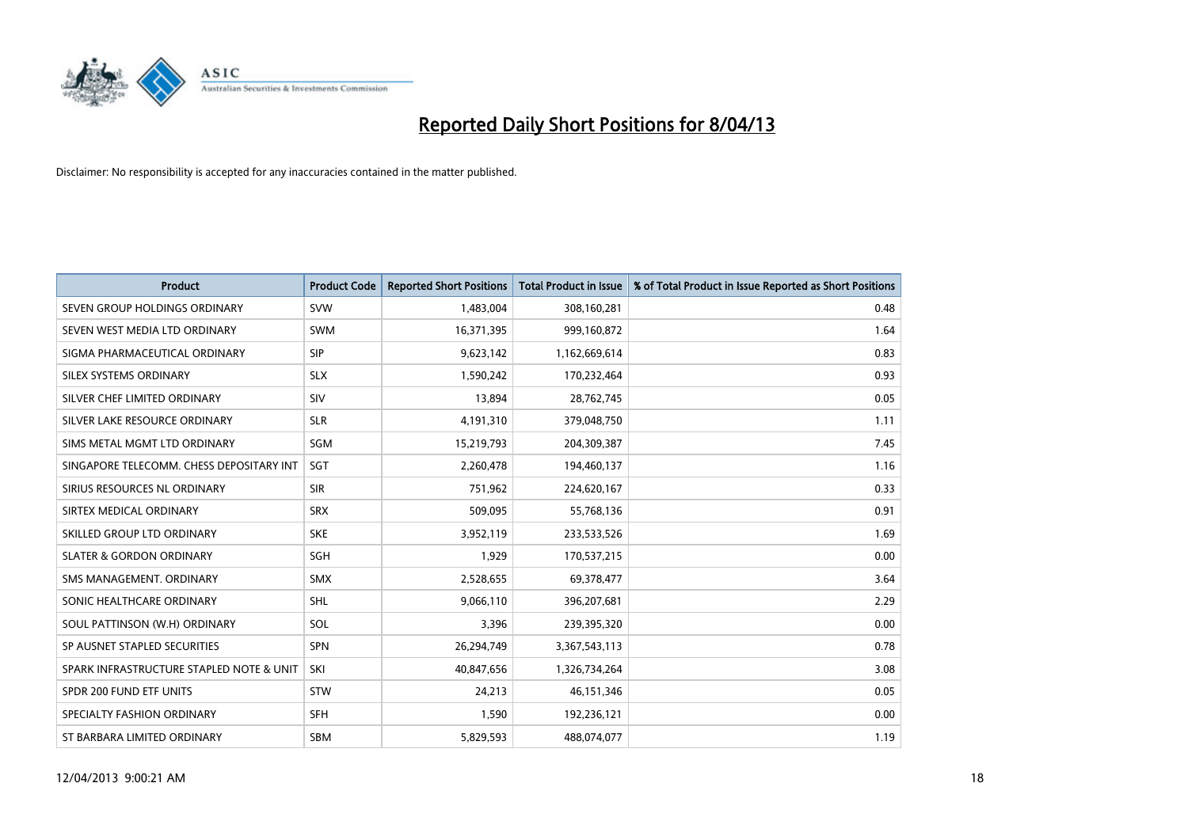# Reported Daily Short Positions for 8/04/13

Disclaimer: No responsibility is accepted for any inaccuracies contained in the matter published.

| Product | Product Code | Reported Short Positions | Total Product in Issue | % of Total Product in Issue Reported as Short Positions |
|---|---|---|---|---|
| SEVEN GROUP HOLDINGS ORDINARY | SVW | 1,483,004 | 308,160,281 | 0.48 |
| SEVEN WEST MEDIA LTD ORDINARY | SWM | 16,371,395 | 999,160,872 | 1.64 |
| SIGMA PHARMACEUTICAL ORDINARY | SIP | 9,623,142 | 1,162,669,614 | 0.83 |
| SILEX SYSTEMS ORDINARY | SLX | 1,590,242 | 170,232,464 | 0.93 |
| SILVER CHEF LIMITED ORDINARY | SIV | 13,894 | 28,762,745 | 0.05 |
| SILVER LAKE RESOURCE ORDINARY | SLR | 4,191,310 | 379,048,750 | 1.11 |
| SIMS METAL MGMT LTD ORDINARY | SGM | 15,219,793 | 204,309,387 | 7.45 |
| SINGAPORE TELECOMM. CHESS DEPOSITARY INT | SGT | 2,260,478 | 194,460,137 | 1.16 |
| SIRIUS RESOURCES NL ORDINARY | SIR | 751,962 | 224,620,167 | 0.33 |
| SIRTEX MEDICAL ORDINARY | SRX | 509,095 | 55,768,136 | 0.91 |
| SKILLED GROUP LTD ORDINARY | SKE | 3,952,119 | 233,533,526 | 1.69 |
| SLATER & GORDON ORDINARY | SGH | 1,929 | 170,537,215 | 0.00 |
| SMS MANAGEMENT. ORDINARY | SMX | 2,528,655 | 69,378,477 | 3.64 |
| SONIC HEALTHCARE ORDINARY | SHL | 9,066,110 | 396,207,681 | 2.29 |
| SOUL PATTINSON (W.H) ORDINARY | SOL | 3,396 | 239,395,320 | 0.00 |
| SP AUSNET STAPLED SECURITIES | SPN | 26,294,749 | 3,367,543,113 | 0.78 |
| SPARK INFRASTRUCTURE STAPLED NOTE & UNIT | SKI | 40,847,656 | 1,326,734,264 | 3.08 |
| SPDR 200 FUND ETF UNITS | STW | 24,213 | 46,151,346 | 0.05 |
| SPECIALTY FASHION ORDINARY | SFH | 1,590 | 192,236,121 | 0.00 |
| ST BARBARA LIMITED ORDINARY | SBM | 5,829,593 | 488,074,077 | 1.19 |

12/04/2013 9:00:21 AM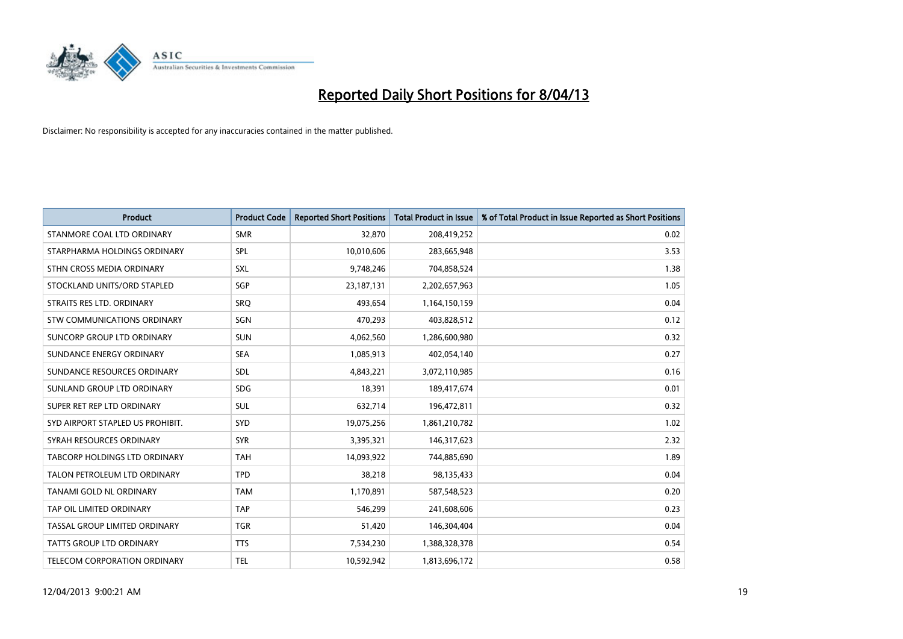# Reported Daily Short Positions for 8/04/13

Disclaimer: No responsibility is accepted for any inaccuracies contained in the matter published.

| Product | Product Code | Reported Short Positions | Total Product in Issue | % of Total Product in Issue Reported as Short Positions |
|---|---|---|---|---|
| STANMORE COAL LTD ORDINARY | SMR | 32,870 | 208,419,252 | 0.02 |
| STARPHARMA HOLDINGS ORDINARY | SPL | 10,010,606 | 283,665,948 | 3.53 |
| STHN CROSS MEDIA ORDINARY | SXL | 9,748,246 | 704,858,524 | 1.38 |
| STOCKLAND UNITS/ORD STAPLED | SGP | 23,187,131 | 2,202,657,963 | 1.05 |
| STRAITS RES LTD. ORDINARY | SRQ | 493,654 | 1,164,150,159 | 0.04 |
| STW COMMUNICATIONS ORDINARY | SGN | 470,293 | 403,828,512 | 0.12 |
| SUNCORP GROUP LTD ORDINARY | SUN | 4,062,560 | 1,286,600,980 | 0.32 |
| SUNDANCE ENERGY ORDINARY | SEA | 1,085,913 | 402,054,140 | 0.27 |
| SUNDANCE RESOURCES ORDINARY | SDL | 4,843,221 | 3,072,110,985 | 0.16 |
| SUNLAND GROUP LTD ORDINARY | SDG | 18,391 | 189,417,674 | 0.01 |
| SUPER RET REP LTD ORDINARY | SUL | 632,714 | 196,472,811 | 0.32 |
| SYD AIRPORT STAPLED US PROHIBIT. | SYD | 19,075,256 | 1,861,210,782 | 1.02 |
| SYRAH RESOURCES ORDINARY | SYR | 3,395,321 | 146,317,623 | 2.32 |
| TABCORP HOLDINGS LTD ORDINARY | TAH | 14,093,922 | 744,885,690 | 1.89 |
| TALON PETROLEUM LTD ORDINARY | TPD | 38,218 | 98,135,433 | 0.04 |
| TANAMI GOLD NL ORDINARY | TAM | 1,170,891 | 587,548,523 | 0.20 |
| TAP OIL LIMITED ORDINARY | TAP | 546,299 | 241,608,606 | 0.23 |
| TASSAL GROUP LIMITED ORDINARY | TGR | 51,420 | 146,304,404 | 0.04 |
| TATTS GROUP LTD ORDINARY | TTS | 7,534,230 | 1,388,328,378 | 0.54 |
| TELECOM CORPORATION ORDINARY | TEL | 10,592,942 | 1,813,696,172 | 0.58 |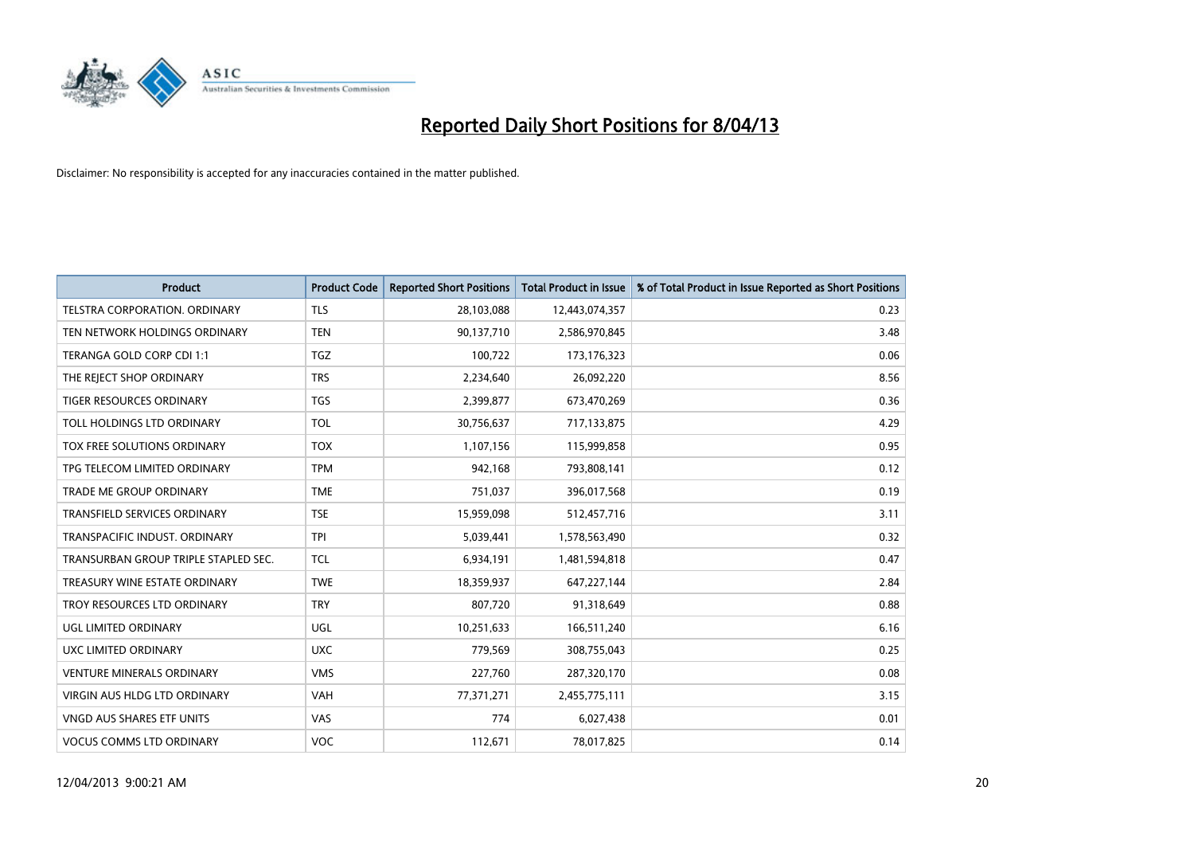# Reported Daily Short Positions for 8/04/13

Disclaimer: No responsibility is accepted for any inaccuracies contained in the matter published.

| Product | Product Code | Reported Short Positions | Total Product in Issue | % of Total Product in Issue Reported as Short Positions |
|---|---|---|---|---|
| TELSTRA CORPORATION. ORDINARY | TLS | 28,103,088 | 12,443,074,357 | 0.23 |
| TEN NETWORK HOLDINGS ORDINARY | TEN | 90,137,710 | 2,586,970,845 | 3.48 |
| TERANGA GOLD CORP CDI 1:1 | TGZ | 100,722 | 173,176,323 | 0.06 |
| THE REJECT SHOP ORDINARY | TRS | 2,234,640 | 26,092,220 | 8.56 |
| TIGER RESOURCES ORDINARY | TGS | 2,399,877 | 673,470,269 | 0.36 |
| TOLL HOLDINGS LTD ORDINARY | TOL | 30,756,637 | 717,133,875 | 4.29 |
| TOX FREE SOLUTIONS ORDINARY | TOX | 1,107,156 | 115,999,858 | 0.95 |
| TPG TELECOM LIMITED ORDINARY | TPM | 942,168 | 793,808,141 | 0.12 |
| TRADE ME GROUP ORDINARY | TME | 751,037 | 396,017,568 | 0.19 |
| TRANSFIELD SERVICES ORDINARY | TSE | 15,959,098 | 512,457,716 | 3.11 |
| TRANSPACIFIC INDUST. ORDINARY | TPI | 5,039,441 | 1,578,563,490 | 0.32 |
| TRANSURBAN GROUP TRIPLE STAPLED SEC. | TCL | 6,934,191 | 1,481,594,818 | 0.47 |
| TREASURY WINE ESTATE ORDINARY | TWE | 18,359,937 | 647,227,144 | 2.84 |
| TROY RESOURCES LTD ORDINARY | TRY | 807,720 | 91,318,649 | 0.88 |
| UGL LIMITED ORDINARY | UGL | 10,251,633 | 166,511,240 | 6.16 |
| UXC LIMITED ORDINARY | UXC | 779,569 | 308,755,043 | 0.25 |
| VENTURE MINERALS ORDINARY | VMS | 227,760 | 287,320,170 | 0.08 |
| VIRGIN AUS HLDG LTD ORDINARY | VAH | 77,371,271 | 2,455,775,111 | 3.15 |
| VNGD AUS SHARES ETF UNITS | VAS | 774 | 6,027,438 | 0.01 |
| VOCUS COMMS LTD ORDINARY | VOC | 112,671 | 78,017,825 | 0.14 |

12/04/2013 9:00:21 AM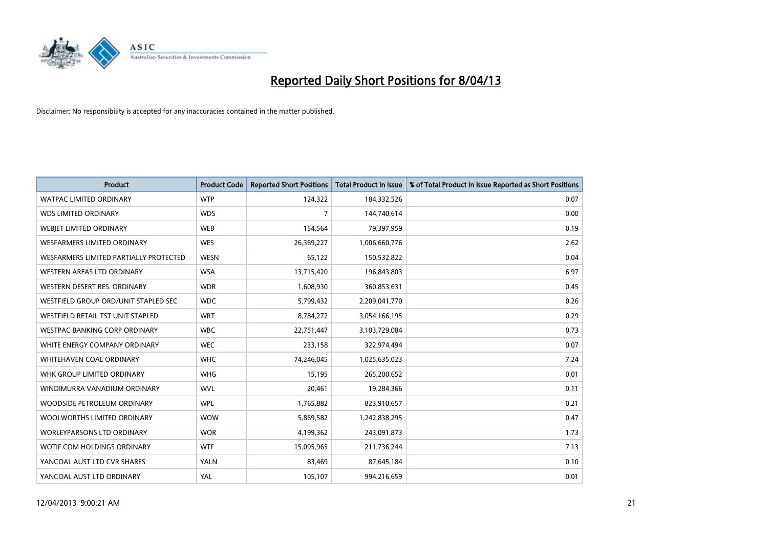# Reported Daily Short Positions for 8/04/13

Disclaimer: No responsibility is accepted for any inaccuracies contained in the matter published.

| Product | Product Code | Reported Short Positions | Total Product in Issue | % of Total Product in Issue Reported as Short Positions |
|---|---|---|---|---|
| WATPAC LIMITED ORDINARY | WTP | 124,322 | 184,332,526 | 0.07 |
| WDS LIMITED ORDINARY | WDS | 7 | 144,740,614 | 0.00 |
| WEBJET LIMITED ORDINARY | WEB | 154,564 | 79,397,959 | 0.19 |
| WESFARMERS LIMITED ORDINARY | WES | 26,369,227 | 1,006,660,776 | 2.62 |
| WESFARMERS LIMITED PARTIALLY PROTECTED | WESN | 65,122 | 150,532,822 | 0.04 |
| WESTERN AREAS LTD ORDINARY | WSA | 13,715,420 | 196,843,803 | 6.97 |
| WESTERN DESERT RES. ORDINARY | WDR | 1,608,930 | 360,853,631 | 0.45 |
| WESTFIELD GROUP ORD/UNIT STAPLED SEC | WDC | 5,799,432 | 2,209,041,770 | 0.26 |
| WESTFIELD RETAIL TST UNIT STAPLED | WRT | 8,784,272 | 3,054,166,195 | 0.29 |
| WESTPAC BANKING CORP ORDINARY | WBC | 22,751,447 | 3,103,729,084 | 0.73 |
| WHITE ENERGY COMPANY ORDINARY | WEC | 233,158 | 322,974,494 | 0.07 |
| WHITEHAVEN COAL ORDINARY | WHC | 74,246,045 | 1,025,635,023 | 7.24 |
| WHK GROUP LIMITED ORDINARY | WHG | 15,195 | 265,200,652 | 0.01 |
| WINDIMURRA VANADIUM ORDINARY | WVL | 20,461 | 19,284,366 | 0.11 |
| WOODSIDE PETROLEUM ORDINARY | WPL | 1,765,882 | 823,910,657 | 0.21 |
| WOOLWORTHS LIMITED ORDINARY | WOW | 5,869,582 | 1,242,838,295 | 0.47 |
| WORLEYPARSONS LTD ORDINARY | WOR | 4,199,362 | 243,091,873 | 1.73 |
| WOTIF.COM HOLDINGS ORDINARY | WTF | 15,095,965 | 211,736,244 | 7.13 |
| YANCOAL AUST LTD CVR SHARES | YALN | 83,469 | 87,645,184 | 0.10 |
| YANCOAL AUST LTD ORDINARY | YAL | 105,107 | 994,216,659 | 0.01 |